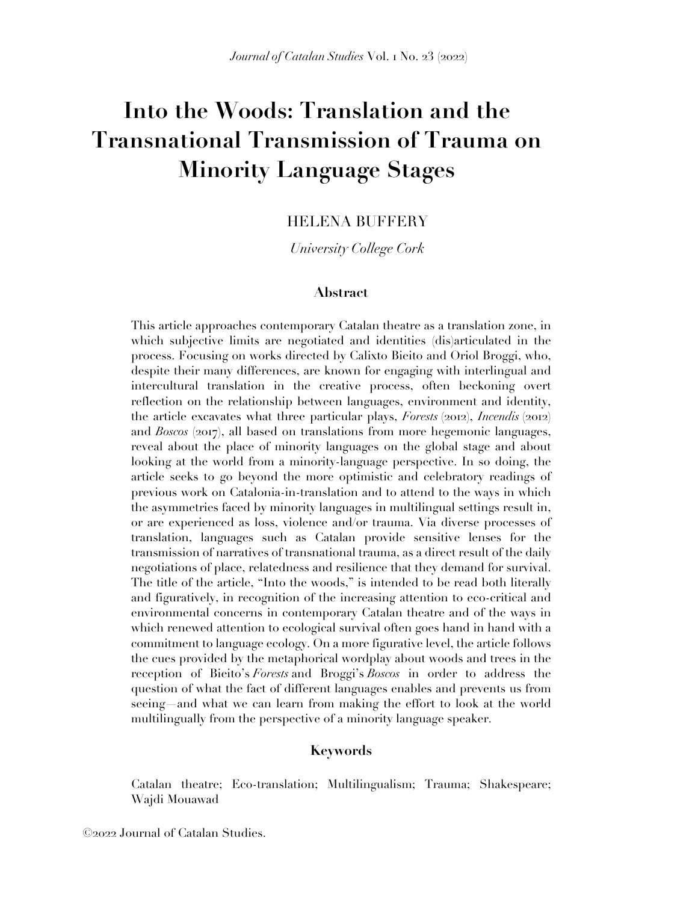# Into the Woods: Translation and the Transnational Transmission of Trauma on Minority Language Stages

HELENA BUFFERY

*University College Cork*

### Abstract

This article approaches contemporary Catalan theatre as a translation zone, in which subjective limits are negotiated and identities (dis)articulated in the process. Focusing on works directed by Calixto Bieito and Oriol Broggi, who, despite their many differences, are known for engaging with interlingual and intercultural translation in the creative process, often beckoning overt reflection on the relationship between languages, environment and identity, the article excavates what three particular plays, *Forests* (2012), *Incendis* (2012) and *Boscos* (2017), all based on translations from more hegemonic languages, reveal about the place of minority languages on the global stage and about looking at the world from a minority-language perspective. In so doing, the article seeks to go beyond the more optimistic and celebratory readings of previous work on Catalonia-in-translation and to attend to the ways in which the asymmetries faced by minority languages in multilingual settings result in, or are experienced as loss, violence and/or trauma. Via diverse processes of translation, languages such as Catalan provide sensitive lenses for the transmission of narratives of transnational trauma, as a direct result of the daily negotiations of place, relatedness and resilience that they demand for survival. The title of the article, "Into the woods," is intended to be read both literally and figuratively, in recognition of the increasing attention to eco-critical and environmental concerns in contemporary Catalan theatre and of the ways in which renewed attention to ecological survival often goes hand in hand with a commitment to language ecology. On a more figurative level, the article follows the cues provided by the metaphorical wordplay about woods and trees in the reception of Bieito's *Forests* and Broggi's *Boscos* in order to address the question of what the fact of different languages enables and prevents us from seeing—and what we can learn from making the effort to look at the world multilingually from the perspective of a minority language speaker.

### Keywords

Catalan theatre; Eco-translation; Multilingualism; Trauma; Shakespeare; Wajdi Mouawad

©2022 Journal of Catalan Studies.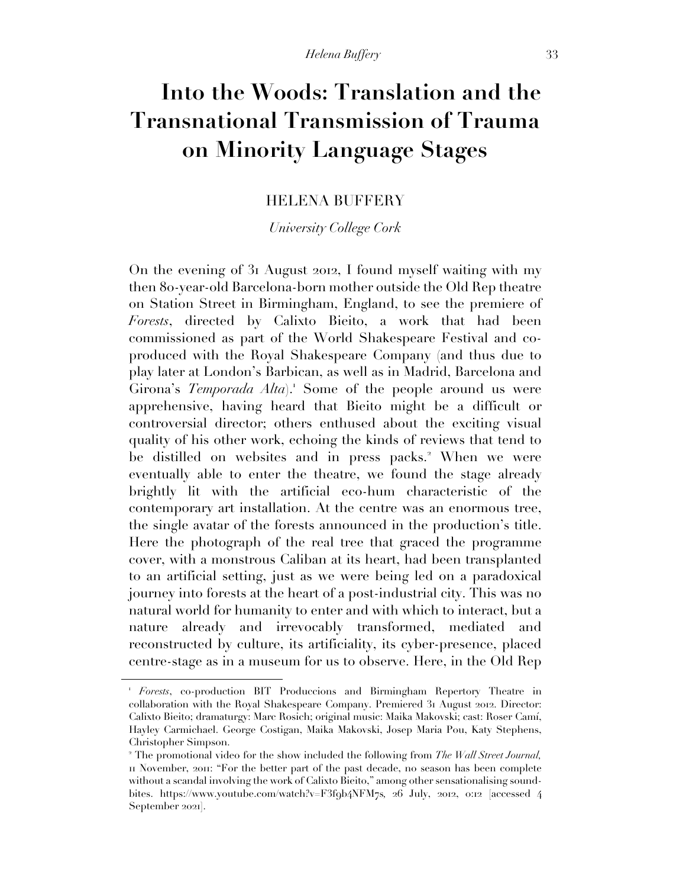# Into the Woods: Translation and the Transnational Transmission of Trauma on Minority Language Stages

HELENA BUFFERY

*University College Cork*

On the evening of 31 August 2012, I found myself waiting with my then 80-year-old Barcelona-born mother outside the Old Rep theatre on Station Street in Birmingham, England, to see the premiere of *Forests*, directed by Calixto Bieito, a work that had been commissioned as part of the World Shakespeare Festival and co-produced with the Royal Shakespeare Company (and thus due to play later at London's Barbican, as well as in Madrid, Barcelona and Girona's *Temporada Alta*).[1] Some of the people around us were apprehensive, having heard that Bieito might be a difficult or controversial director; others enthused about the exciting visual quality of his other work, echoing the kinds of reviews that tend to be distilled on websites and in press packs.[2] When we were eventually able to enter the theatre, we found the stage already brightly lit with the artificial eco-hum characteristic of the contemporary art installation. At the centre was an enormous tree, the single avatar of the forests announced in the production's title. Here the photograph of the real tree that graced the programme cover, with a monstrous Caliban at its heart, had been transplanted to an artificial setting, just as we were being led on a paradoxical journey into forests at the heart of a post-industrial city. This was no natural world for humanity to enter and with which to interact, but a nature already and irrevocably transformed, mediated and reconstructed by culture, its artificiality, its cyber-presence, placed centre-stage as in a museum for us to observe. Here, in the Old Rep

---

[1] *Forests*, co-production BIT Produccions and Birmingham Repertory Theatre in collaboration with the Royal Shakespeare Company. Premiered 31 August 2012. Director: Calixto Bieito; dramaturgy: Marc Rosich; original music: Maika Makovski; cast: Roser Camí, Hayley Carmichael. George Costigan, Maika Makovski, Josep Maria Pou, Katy Stephens, Christopher Simpson.

[2] The promotional video for the show included the following from *The Wall Street Journal*, 11 November, 2011: "For the better part of the past decade, no season has been complete without a scandal involving the work of Calixto Bieito," among other sensationalising sound-bites. https://www.youtube.com/watch?v=F3f9b4NFM7s, 26 July, 2012, 0:12 [accessed 4 September 2021].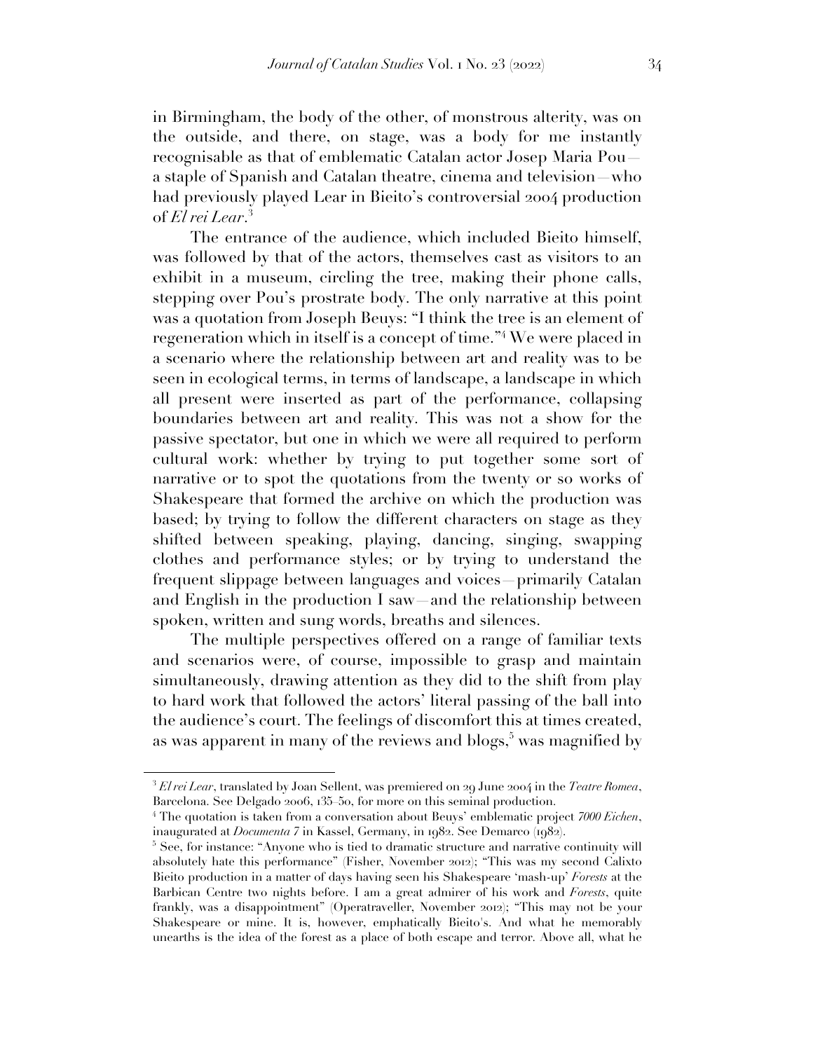in Birmingham, the body of the other, of monstrous alterity, was on the outside, and there, on stage, was a body for me instantly recognisable as that of emblematic Catalan actor Josep Maria Pou—a staple of Spanish and Catalan theatre, cinema and television—who had previously played Lear in Bieito's controversial 2004 production of *El rei Lear*.[3]

The entrance of the audience, which included Bieito himself, was followed by that of the actors, themselves cast as visitors to an exhibit in a museum, circling the tree, making their phone calls, stepping over Pou's prostrate body. The only narrative at this point was a quotation from Joseph Beuys: "I think the tree is an element of regeneration which in itself is a concept of time."[4] We were placed in a scenario where the relationship between art and reality was to be seen in ecological terms, in terms of landscape, a landscape in which all present were inserted as part of the performance, collapsing boundaries between art and reality. This was not a show for the passive spectator, but one in which we were all required to perform cultural work: whether by trying to put together some sort of narrative or to spot the quotations from the twenty or so works of Shakespeare that formed the archive on which the production was based; by trying to follow the different characters on stage as they shifted between speaking, playing, dancing, singing, swapping clothes and performance styles; or by trying to understand the frequent slippage between languages and voices—primarily Catalan and English in the production I saw—and the relationship between spoken, written and sung words, breaths and silences.

The multiple perspectives offered on a range of familiar texts and scenarios were, of course, impossible to grasp and maintain simultaneously, drawing attention as they did to the shift from play to hard work that followed the actors' literal passing of the ball into the audience's court. The feelings of discomfort this at times created, as was apparent in many of the reviews and blogs,[5] was magnified by

---

[3] *El rei Lear*, translated by Joan Sellent, was premiered on 29 June 2004 in the *Teatre Romea*, Barcelona. See Delgado 2006, 135–50, for more on this seminal production.

[4] The quotation is taken from a conversation about Beuys' emblematic project *7000 Eichen*, inaugurated at *Documenta 7* in Kassel, Germany, in 1982. See Demarco (1982).

[5] See, for instance: "Anyone who is tied to dramatic structure and narrative continuity will absolutely hate this performance" (Fisher, November 2012); "This was my second Calixto Bieito production in a matter of days having seen his Shakespeare 'mash-up' *Forests* at the Barbican Centre two nights before. I am a great admirer of his work and *Forests*, quite frankly, was a disappointment" (Operatraveller, November 2012); "This may not be your Shakespeare or mine. It is, however, emphatically Bieito's. And what he memorably unearths is the idea of the forest as a place of both escape and terror. Above all, what he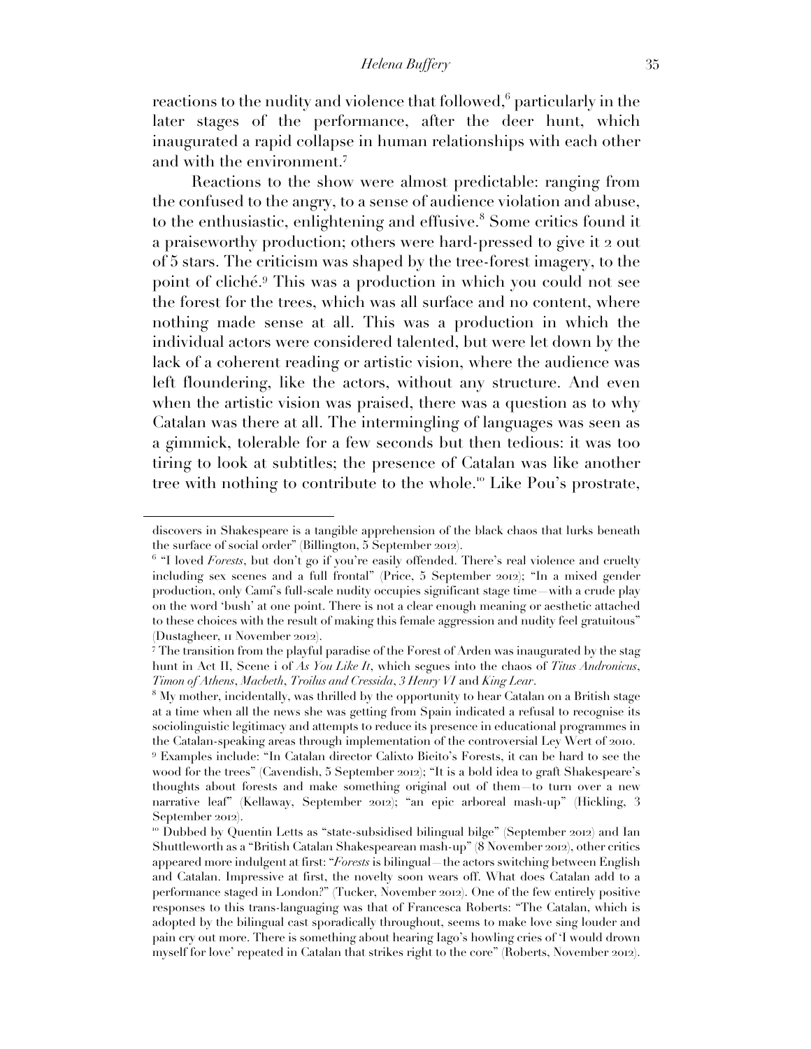reactions to the nudity and violence that followed,[6] particularly in the later stages of the performance, after the deer hunt, which inaugurated a rapid collapse in human relationships with each other and with the environment.[7]

Reactions to the show were almost predictable: ranging from the confused to the angry, to a sense of audience violation and abuse, to the enthusiastic, enlightening and effusive.[8] Some critics found it a praiseworthy production; others were hard-pressed to give it 2 out of 5 stars. The criticism was shaped by the tree-forest imagery, to the point of cliché.[9] This was a production in which you could not see the forest for the trees, which was all surface and no content, where nothing made sense at all. This was a production in which the individual actors were considered talented, but were let down by the lack of a coherent reading or artistic vision, where the audience was left floundering, like the actors, without any structure. And even when the artistic vision was praised, there was a question as to why Catalan was there at all. The intermingling of languages was seen as a gimmick, tolerable for a few seconds but then tedious: it was too tiring to look at subtitles; the presence of Catalan was like another tree with nothing to contribute to the whole.[10] Like Pou's prostrate,

---

discovers in Shakespeare is a tangible apprehension of the black chaos that lurks beneath the surface of social order" (Billington, 5 September 2012).

[6] "I loved *Forests*, but don't go if you're easily offended. There's real violence and cruelty including sex scenes and a full frontal" (Price, 5 September 2012); "In a mixed gender production, only Camí's full-scale nudity occupies significant stage time—with a crude play on the word 'bush' at one point. There is not a clear enough meaning or aesthetic attached to these choices with the result of making this female aggression and nudity feel gratuitous" (Dustagheer, 11 November 2012).

[7] The transition from the playful paradise of the Forest of Arden was inaugurated by the stag hunt in Act II, Scene i of *As You Like It*, which segues into the chaos of *Titus Andronicus*, *Timon of Athens*, *Macbeth*, *Troilus and Cressida*, *3 Henry VI* and *King Lear*.

[8] My mother, incidentally, was thrilled by the opportunity to hear Catalan on a British stage at a time when all the news she was getting from Spain indicated a refusal to recognise its sociolinguistic legitimacy and attempts to reduce its presence in educational programmes in the Catalan-speaking areas through implementation of the controversial Ley Wert of 2010.

[9] Examples include: "In Catalan director Calixto Bieito's Forests, it can be hard to see the wood for the trees" (Cavendish, 5 September 2012); "It is a bold idea to graft Shakespeare's thoughts about forests and make something original out of them—to turn over a new narrative leaf" (Kellaway, September 2012); "an epic arboreal mash-up" (Hickling, 3 September 2012).

[10] Dubbed by Quentin Letts as "state-subsidised bilingual bilge" (September 2012) and Ian Shuttleworth as a "British Catalan Shakespearean mash-up" (8 November 2012), other critics appeared more indulgent at first: "*Forests* is bilingual—the actors switching between English and Catalan. Impressive at first, the novelty soon wears off. What does Catalan add to a performance staged in London?" (Tucker, November 2012). One of the few entirely positive responses to this trans-languaging was that of Francesca Roberts: "The Catalan, which is adopted by the bilingual cast sporadically throughout, seems to make love sing louder and pain cry out more. There is something about hearing Iago's howling cries of 'I would drown myself for love' repeated in Catalan that strikes right to the core" (Roberts, November 2012).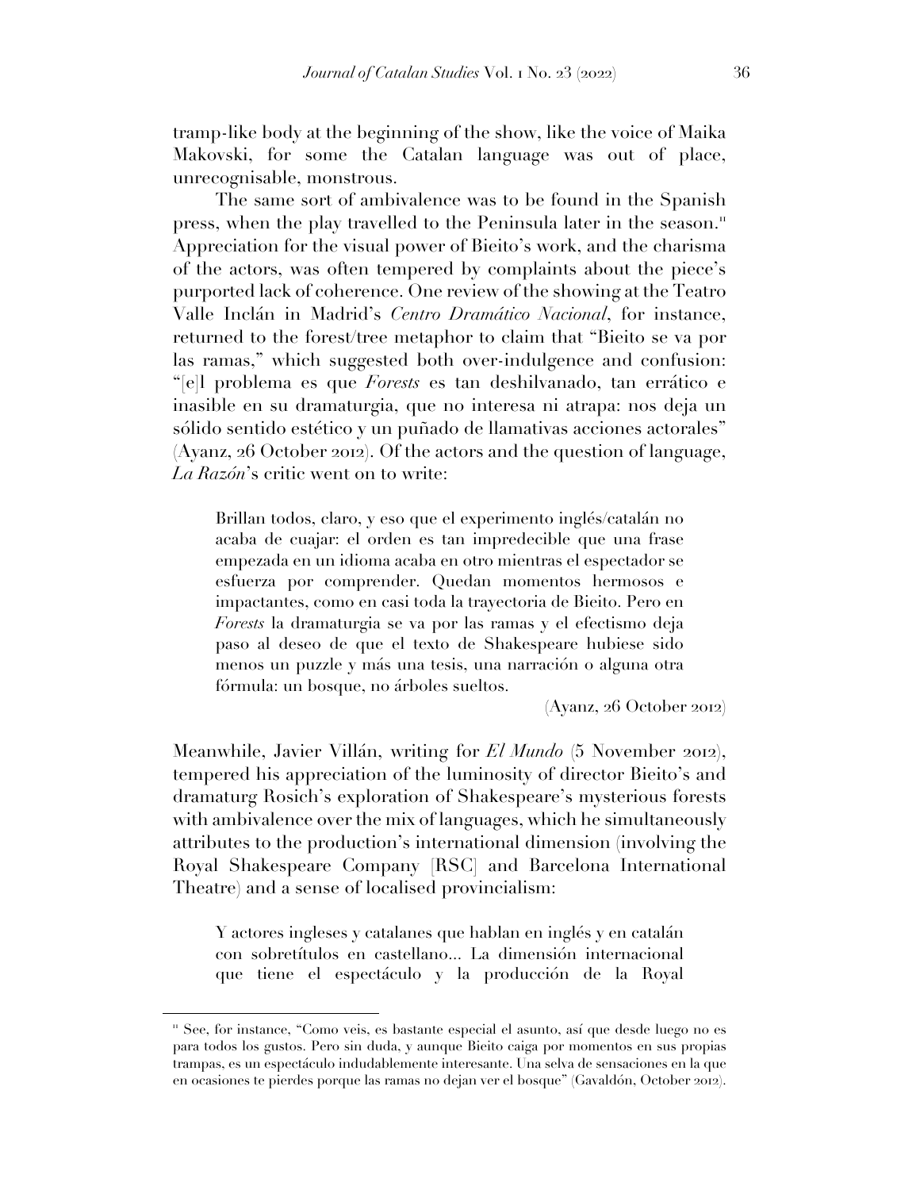tramp-like body at the beginning of the show, like the voice of Maika Makovski, for some the Catalan language was out of place, unrecognisable, monstrous.

The same sort of ambivalence was to be found in the Spanish press, when the play travelled to the Peninsula later in the season.[11] Appreciation for the visual power of Bieito's work, and the charisma of the actors, was often tempered by complaints about the piece's purported lack of coherence. One review of the showing at the Teatro Valle Inclán in Madrid's *Centro Dramático Nacional*, for instance, returned to the forest/tree metaphor to claim that "Bieito se va por las ramas," which suggested both over-indulgence and confusion: "[e]l problema es que *Forests* es tan deshilvanado, tan errático e inasible en su dramaturgia, que no interesa ni atrapa: nos deja un sólido sentido estético y un puñado de llamativas acciones actorales" (Ayanz, 26 October 2012). Of the actors and the question of language, *La Razón*'s critic went on to write:

> Brillan todos, claro, y eso que el experimento inglés/catalán no acaba de cuajar: el orden es tan impredecible que una frase empezada en un idioma acaba en otro mientras el espectador se esfuerza por comprender. Quedan momentos hermosos e impactantes, como en casi toda la trayectoria de Bieito. Pero en *Forests* la dramaturgia se va por las ramas y el efectismo deja paso al deseo de que el texto de Shakespeare hubiese sido menos un puzzle y más una tesis, una narración o alguna otra fórmula: un bosque, no árboles sueltos.
>
> (Ayanz, 26 October 2012)

Meanwhile, Javier Villán, writing for *El Mundo* (5 November 2012), tempered his appreciation of the luminosity of director Bieito's and dramaturg Rosich's exploration of Shakespeare's mysterious forests with ambivalence over the mix of languages, which he simultaneously attributes to the production's international dimension (involving the Royal Shakespeare Company [RSC] and Barcelona International Theatre) and a sense of localised provincialism:

> Y actores ingleses y catalanes que hablan en inglés y en catalán con sobretítulos en castellano... La dimensión internacional que tiene el espectáculo y la producción de la Royal

---

[11] See, for instance, "Como veis, es bastante especial el asunto, así que desde luego no es para todos los gustos. Pero sin duda, y aunque Bieito caiga por momentos en sus propias trampas, es un espectáculo indudablemente interesante. Una selva de sensaciones en la que en ocasiones te pierdes porque las ramas no dejan ver el bosque" (Gavaldón, October 2012).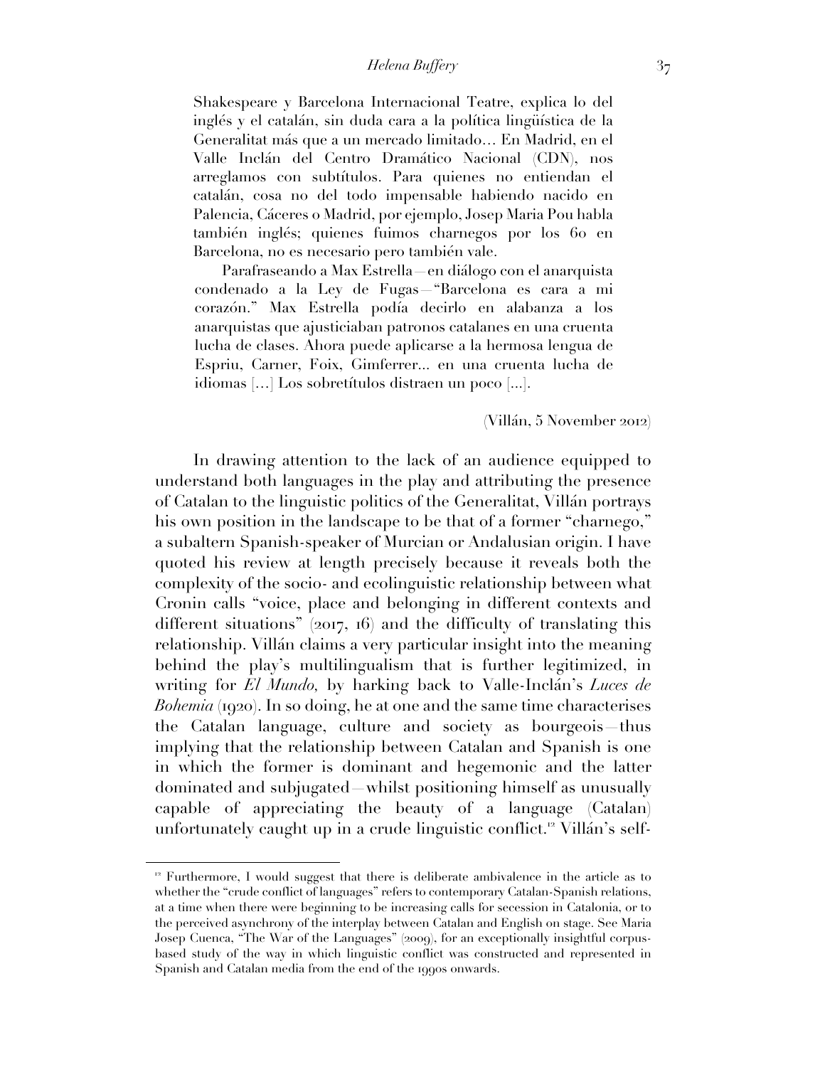> Shakespeare y Barcelona Internacional Teatre, explica lo del inglés y el catalán, sin duda cara a la política lingüística de la Generalitat más que a un mercado limitado… En Madrid, en el Valle Inclán del Centro Dramático Nacional (CDN), nos arreglamos con subtítulos. Para quienes no entiendan el catalán, cosa no del todo impensable habiendo nacido en Palencia, Cáceres o Madrid, por ejemplo, Josep Maria Pou habla también inglés; quienes fuimos charnegos por los 60 en Barcelona, no es necesario pero también vale.
>
> Parafraseando a Max Estrella—en diálogo con el anarquista condenado a la Ley de Fugas—"Barcelona es cara a mi corazón." Max Estrella podía decirlo en alabanza a los anarquistas que ajusticiaban patronos catalanes en una cruenta lucha de clases. Ahora puede aplicarse a la hermosa lengua de Espriu, Carner, Foix, Gimferrer... en una cruenta lucha de idiomas […] Los sobretítulos distraen un poco [...].
>
> (Villán, 5 November 2012)

In drawing attention to the lack of an audience equipped to understand both languages in the play and attributing the presence of Catalan to the linguistic politics of the Generalitat, Villán portrays his own position in the landscape to be that of a former "charnego," a subaltern Spanish-speaker of Murcian or Andalusian origin. I have quoted his review at length precisely because it reveals both the complexity of the socio- and ecolinguistic relationship between what Cronin calls "voice, place and belonging in different contexts and different situations" (2017, 16) and the difficulty of translating this relationship. Villán claims a very particular insight into the meaning behind the play's multilingualism that is further legitimized, in writing for *El Mundo,* by harking back to Valle-Inclán's *Luces de Bohemia* (1920). In so doing, he at one and the same time characterises the Catalan language, culture and society as bourgeois—thus implying that the relationship between Catalan and Spanish is one in which the former is dominant and hegemonic and the latter dominated and subjugated—whilst positioning himself as unusually capable of appreciating the beauty of a language (Catalan) unfortunately caught up in a crude linguistic conflict.[12] Villán's self-

[12] Furthermore, I would suggest that there is deliberate ambivalence in the article as to whether the "crude conflict of languages" refers to contemporary Catalan-Spanish relations, at a time when there were beginning to be increasing calls for secession in Catalonia, or to the perceived asynchrony of the interplay between Catalan and English on stage. See Maria Josep Cuenca, "The War of the Languages" (2009), for an exceptionally insightful corpus-based study of the way in which linguistic conflict was constructed and represented in Spanish and Catalan media from the end of the 1990s onwards.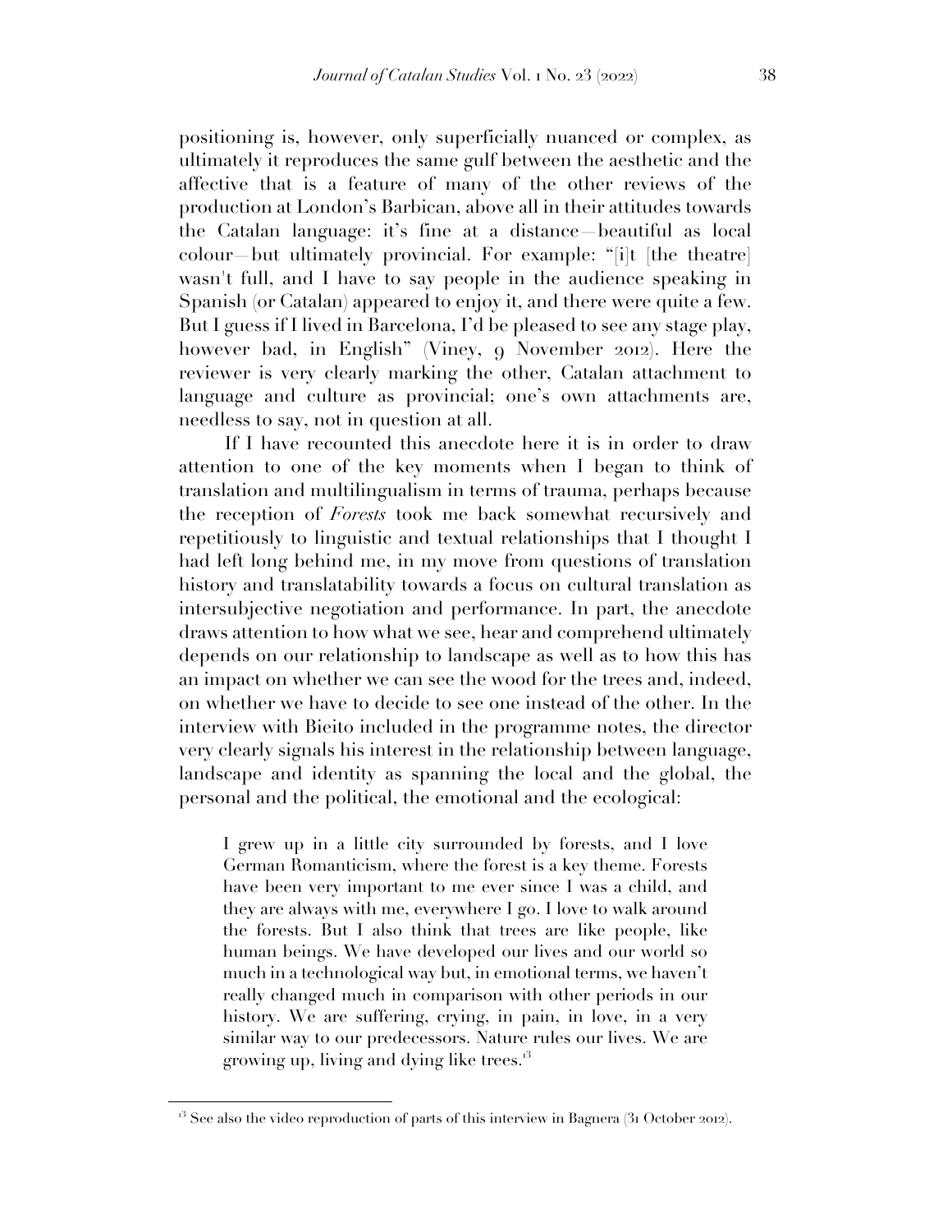positioning is, however, only superficially nuanced or complex, as ultimately it reproduces the same gulf between the aesthetic and the affective that is a feature of many of the other reviews of the production at London's Barbican, above all in their attitudes towards the Catalan language: it's fine at a distance—beautiful as local colour—but ultimately provincial. For example: "[i]t [the theatre] wasn't full, and I have to say people in the audience speaking in Spanish (or Catalan) appeared to enjoy it, and there were quite a few. But I guess if I lived in Barcelona, I'd be pleased to see any stage play, however bad, in English" (Viney, 9 November 2012). Here the reviewer is very clearly marking the other, Catalan attachment to language and culture as provincial; one's own attachments are, needless to say, not in question at all.

If I have recounted this anecdote here it is in order to draw attention to one of the key moments when I began to think of translation and multilingualism in terms of trauma, perhaps because the reception of *Forests* took me back somewhat recursively and repetitiously to linguistic and textual relationships that I thought I had left long behind me, in my move from questions of translation history and translatability towards a focus on cultural translation as intersubjective negotiation and performance. In part, the anecdote draws attention to how what we see, hear and comprehend ultimately depends on our relationship to landscape as well as to how this has an impact on whether we can see the wood for the trees and, indeed, on whether we have to decide to see one instead of the other. In the interview with Bieito included in the programme notes, the director very clearly signals his interest in the relationship between language, landscape and identity as spanning the local and the global, the personal and the political, the emotional and the ecological:

> I grew up in a little city surrounded by forests, and I love German Romanticism, where the forest is a key theme. Forests have been very important to me ever since I was a child, and they are always with me, everywhere I go. I love to walk around the forests. But I also think that trees are like people, like human beings. We have developed our lives and our world so much in a technological way but, in emotional terms, we haven't really changed much in comparison with other periods in our history. We are suffering, crying, in pain, in love, in a very similar way to our predecessors. Nature rules our lives. We are growing up, living and dying like trees.[13]

[13] See also the video reproduction of parts of this interview in Bagnera (31 October 2012).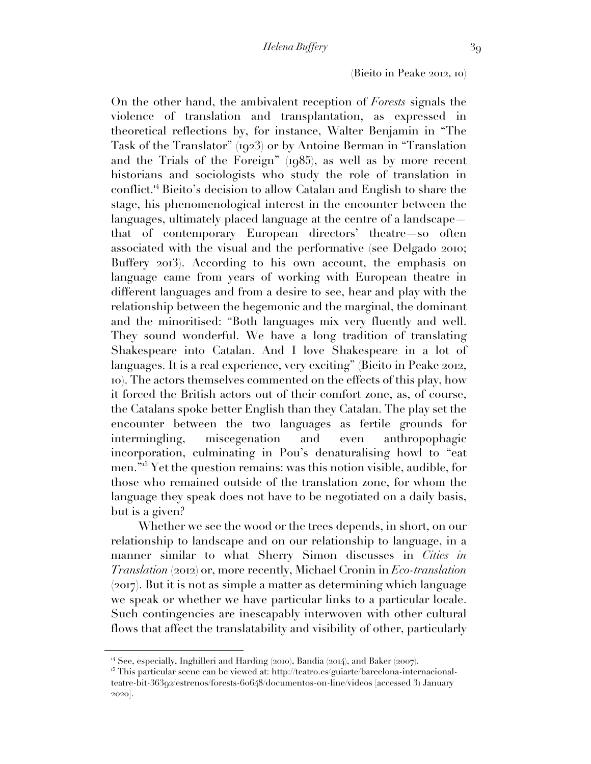(Bieito in Peake 2012, 10)

On the other hand, the ambivalent reception of *Forests* signals the violence of translation and transplantation, as expressed in theoretical reflections by, for instance, Walter Benjamin in "The Task of the Translator" (1923) or by Antoine Berman in "Translation and the Trials of the Foreign" (1985), as well as by more recent historians and sociologists who study the role of translation in conflict.[14] Bieito's decision to allow Catalan and English to share the stage, his phenomenological interest in the encounter between the languages, ultimately placed language at the centre of a landscape—that of contemporary European directors' theatre—so often associated with the visual and the performative (see Delgado 2010; Buffery 2013). According to his own account, the emphasis on language came from years of working with European theatre in different languages and from a desire to see, hear and play with the relationship between the hegemonic and the marginal, the dominant and the minoritised: "Both languages mix very fluently and well. They sound wonderful. We have a long tradition of translating Shakespeare into Catalan. And I love Shakespeare in a lot of languages. It is a real experience, very exciting" (Bieito in Peake 2012, 10). The actors themselves commented on the effects of this play, how it forced the British actors out of their comfort zone, as, of course, the Catalans spoke better English than they Catalan. The play set the encounter between the two languages as fertile grounds for intermingling, miscegenation and even anthropophagic incorporation, culminating in Pou's denaturalising howl to "eat men."[15] Yet the question remains: was this notion visible, audible, for those who remained outside of the translation zone, for whom the language they speak does not have to be negotiated on a daily basis, but is a given?

Whether we see the wood or the trees depends, in short, on our relationship to landscape and on our relationship to language, in a manner similar to what Sherry Simon discusses in *Cities in Translation* (2012) or, more recently, Michael Cronin in *Eco-translation* (2017). But it is not as simple a matter as determining which language we speak or whether we have particular links to a particular locale. Such contingencies are inescapably interwoven with other cultural flows that affect the translatability and visibility of other, particularly

[14] See, especially, Inghilleri and Harding (2010), Bandia (2014), and Baker (2007).

[15] This particular scene can be viewed at: http://teatro.es/guiarte/barcelona-internacional-teatre-bit-36392/estrenos/forests-60648/documentos-on-line/videos [accessed 31 January 2020].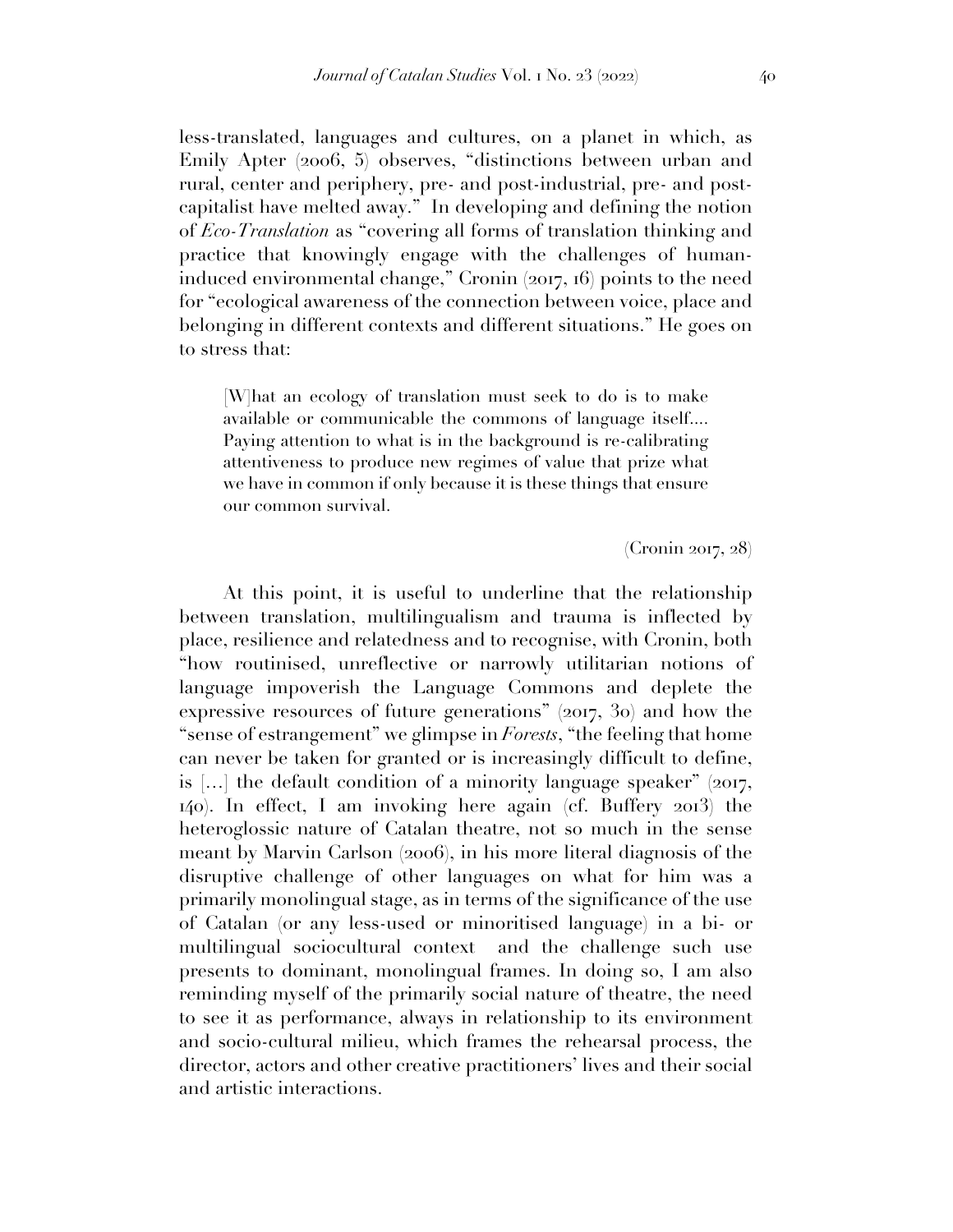less-translated, languages and cultures, on a planet in which, as Emily Apter (2006, 5) observes, "distinctions between urban and rural, center and periphery, pre- and post-industrial, pre- and post-capitalist have melted away." In developing and defining the notion of *Eco-Translation* as "covering all forms of translation thinking and practice that knowingly engage with the challenges of human-induced environmental change," Cronin (2017, 16) points to the need for "ecological awareness of the connection between voice, place and belonging in different contexts and different situations." He goes on to stress that:

> [W]hat an ecology of translation must seek to do is to make available or communicable the commons of language itself.... Paying attention to what is in the background is re-calibrating attentiveness to produce new regimes of value that prize what we have in common if only because it is these things that ensure our common survival.
>
> (Cronin 2017, 28)

At this point, it is useful to underline that the relationship between translation, multilingualism and trauma is inflected by place, resilience and relatedness and to recognise, with Cronin, both "how routinised, unreflective or narrowly utilitarian notions of language impoverish the Language Commons and deplete the expressive resources of future generations" (2017, 30) and how the "sense of estrangement" we glimpse in *Forests*, "the feeling that home can never be taken for granted or is increasingly difficult to define, is [...] the default condition of a minority language speaker" (2017, 140). In effect, I am invoking here again (cf. Buffery 2013) the heteroglossic nature of Catalan theatre, not so much in the sense meant by Marvin Carlson (2006), in his more literal diagnosis of the disruptive challenge of other languages on what for him was a primarily monolingual stage, as in terms of the significance of the use of Catalan (or any less-used or minoritised language) in a bi- or multilingual sociocultural context and the challenge such use presents to dominant, monolingual frames. In doing so, I am also reminding myself of the primarily social nature of theatre, the need to see it as performance, always in relationship to its environment and socio-cultural milieu, which frames the rehearsal process, the director, actors and other creative practitioners' lives and their social and artistic interactions.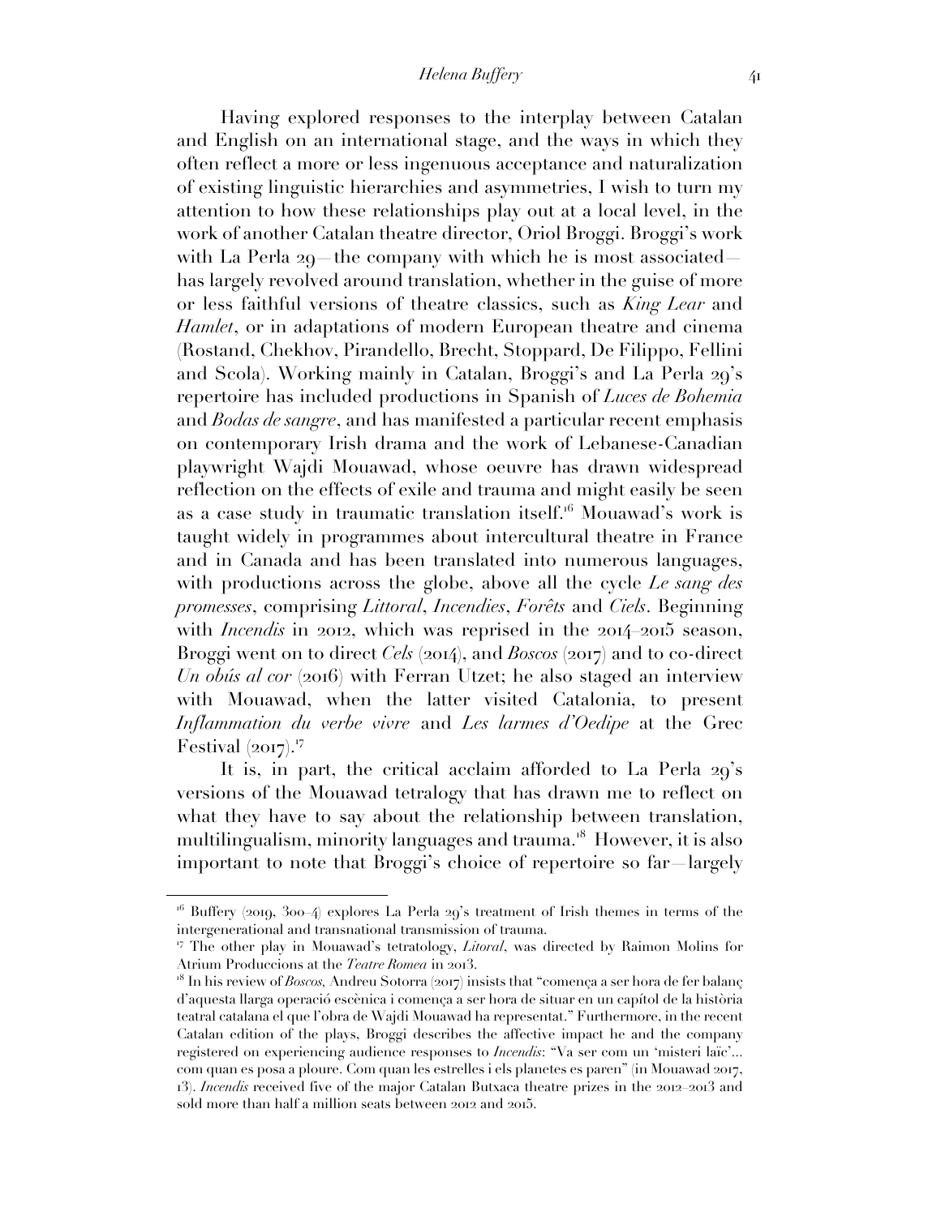Having explored responses to the interplay between Catalan and English on an international stage, and the ways in which they often reflect a more or less ingenuous acceptance and naturalization of existing linguistic hierarchies and asymmetries, I wish to turn my attention to how these relationships play out at a local level, in the work of another Catalan theatre director, Oriol Broggi. Broggi's work with La Perla 29—the company with which he is most associated—has largely revolved around translation, whether in the guise of more or less faithful versions of theatre classics, such as *King Lear* and *Hamlet*, or in adaptations of modern European theatre and cinema (Rostand, Chekhov, Pirandello, Brecht, Stoppard, De Filippo, Fellini and Scola). Working mainly in Catalan, Broggi's and La Perla 29's repertoire has included productions in Spanish of *Luces de Bohemia* and *Bodas de sangre*, and has manifested a particular recent emphasis on contemporary Irish drama and the work of Lebanese-Canadian playwright Wajdi Mouawad, whose oeuvre has drawn widespread reflection on the effects of exile and trauma and might easily be seen as a case study in traumatic translation itself.[16] Mouawad's work is taught widely in programmes about intercultural theatre in France and in Canada and has been translated into numerous languages, with productions across the globe, above all the cycle *Le sang des promesses*, comprising *Littoral*, *Incendies*, *Forêts* and *Ciels*. Beginning with *Incendis* in 2012, which was reprised in the 2014–2015 season, Broggi went on to direct *Cels* (2014), and *Boscos* (2017) and to co-direct *Un obús al cor* (2016) with Ferran Utzet; he also staged an interview with Mouawad, when the latter visited Catalonia, to present *Inflammation du verbe vivre* and *Les larmes d'Oedipe* at the Grec Festival (2017).[17]

It is, in part, the critical acclaim afforded to La Perla 29's versions of the Mouawad tetralogy that has drawn me to reflect on what they have to say about the relationship between translation, multilingualism, minority languages and trauma.[18] However, it is also important to note that Broggi's choice of repertoire so far—largely

---

[16] Buffery (2019, 300–4) explores La Perla 29's treatment of Irish themes in terms of the intergenerational and transnational transmission of trauma.

[17] The other play in Mouawad's tetratology, *Litoral*, was directed by Raimon Molins for Atrium Produccions at the *Teatre Romea* in 2013.

[18] In his review of *Boscos*, Andreu Sotorra (2017) insists that "comença a ser hora de fer balanç d'aquesta llarga operació escènica i comença a ser hora de situar en un capítol de la història teatral catalana el que l'obra de Wajdi Mouawad ha representat." Furthermore, in the recent Catalan edition of the plays, Broggi describes the affective impact he and the company registered on experiencing audience responses to *Incendis*: "Va ser com un 'misteri laïc'… com quan es posa a ploure. Com quan les estrelles i els planetes es paren" (in Mouawad 2017, 13). *Incendis* received five of the major Catalan Butxaca theatre prizes in the 2012–2013 and sold more than half a million seats between 2012 and 2015.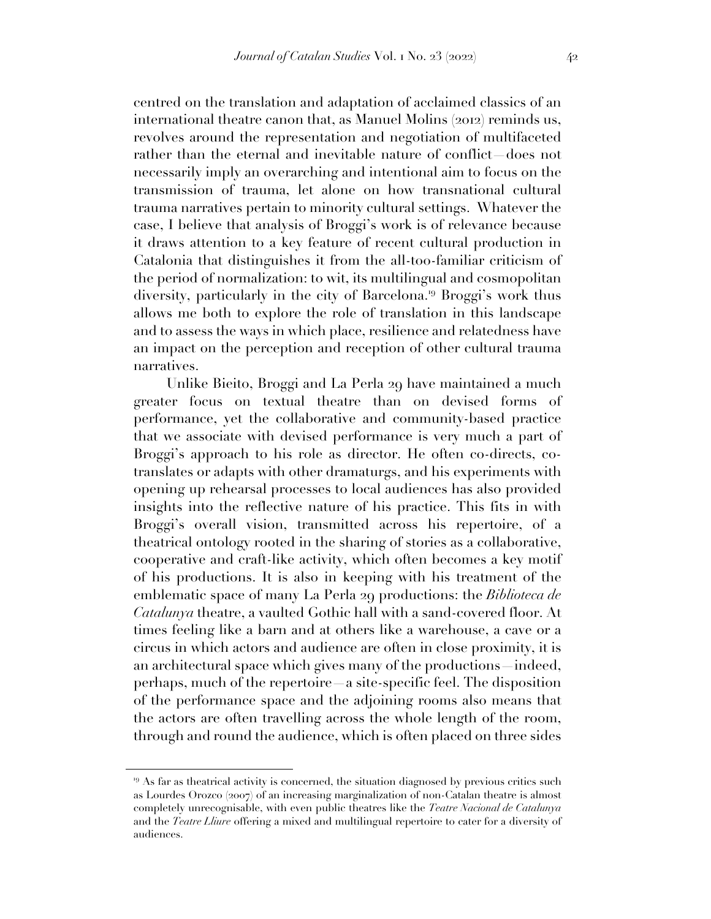centred on the translation and adaptation of acclaimed classics of an international theatre canon that, as Manuel Molins (2012) reminds us, revolves around the representation and negotiation of multifaceted rather than the eternal and inevitable nature of conflict—does not necessarily imply an overarching and intentional aim to focus on the transmission of trauma, let alone on how transnational cultural trauma narratives pertain to minority cultural settings. Whatever the case, I believe that analysis of Broggi's work is of relevance because it draws attention to a key feature of recent cultural production in Catalonia that distinguishes it from the all-too-familiar criticism of the period of normalization: to wit, its multilingual and cosmopolitan diversity, particularly in the city of Barcelona.[19] Broggi's work thus allows me both to explore the role of translation in this landscape and to assess the ways in which place, resilience and relatedness have an impact on the perception and reception of other cultural trauma narratives.

Unlike Bieito, Broggi and La Perla 29 have maintained a much greater focus on textual theatre than on devised forms of performance, yet the collaborative and community-based practice that we associate with devised performance is very much a part of Broggi's approach to his role as director. He often co-directs, co-translates or adapts with other dramaturgs, and his experiments with opening up rehearsal processes to local audiences has also provided insights into the reflective nature of his practice. This fits in with Broggi's overall vision, transmitted across his repertoire, of a theatrical ontology rooted in the sharing of stories as a collaborative, cooperative and craft-like activity, which often becomes a key motif of his productions. It is also in keeping with his treatment of the emblematic space of many La Perla 29 productions: the *Biblioteca de Catalunya* theatre, a vaulted Gothic hall with a sand-covered floor. At times feeling like a barn and at others like a warehouse, a cave or a circus in which actors and audience are often in close proximity, it is an architectural space which gives many of the productions—indeed, perhaps, much of the repertoire—a site-specific feel. The disposition of the performance space and the adjoining rooms also means that the actors are often travelling across the whole length of the room, through and round the audience, which is often placed on three sides

[19] As far as theatrical activity is concerned, the situation diagnosed by previous critics such as Lourdes Orozco (2007) of an increasing marginalization of non-Catalan theatre is almost completely unrecognisable, with even public theatres like the *Teatre Nacional de Catalunya* and the *Teatre Lliure* offering a mixed and multilingual repertoire to cater for a diversity of audiences.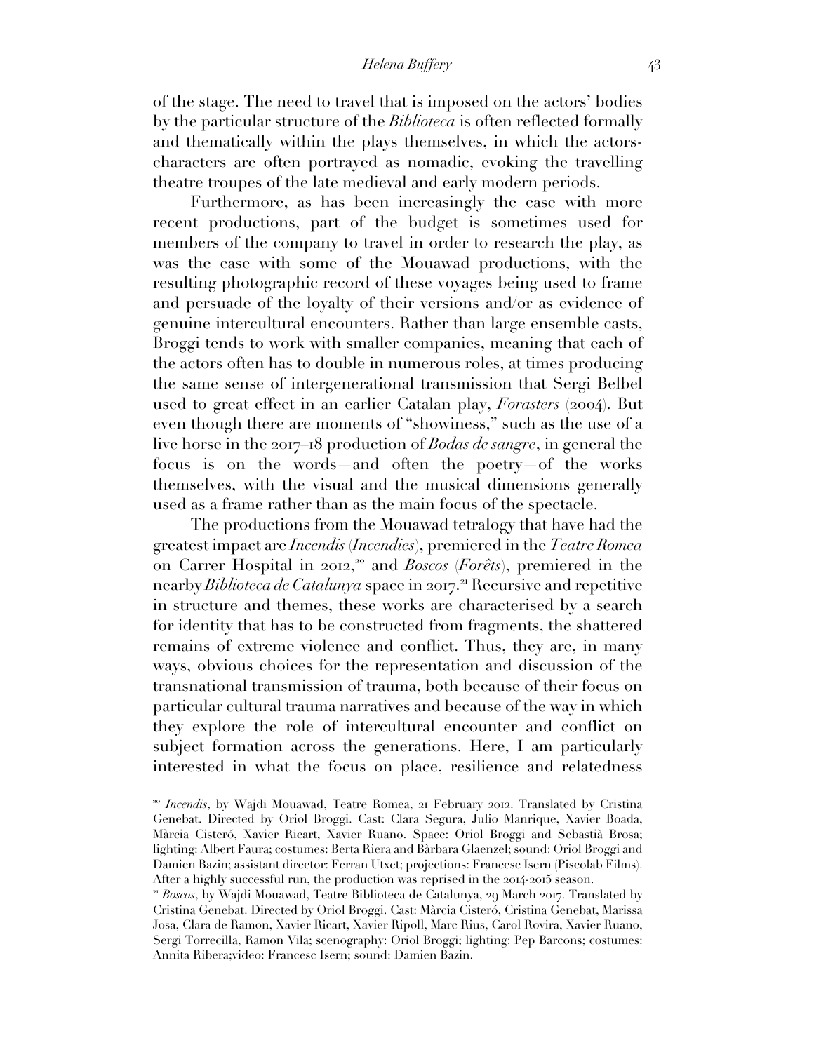of the stage. The need to travel that is imposed on the actors' bodies by the particular structure of the *Biblioteca* is often reflected formally and thematically within the plays themselves, in which the actors-characters are often portrayed as nomadic, evoking the travelling theatre troupes of the late medieval and early modern periods.

Furthermore, as has been increasingly the case with more recent productions, part of the budget is sometimes used for members of the company to travel in order to research the play, as was the case with some of the Mouawad productions, with the resulting photographic record of these voyages being used to frame and persuade of the loyalty of their versions and/or as evidence of genuine intercultural encounters. Rather than large ensemble casts, Broggi tends to work with smaller companies, meaning that each of the actors often has to double in numerous roles, at times producing the same sense of intergenerational transmission that Sergi Belbel used to great effect in an earlier Catalan play, *Forasters* (2004). But even though there are moments of "showiness," such as the use of a live horse in the 2017–18 production of *Bodas de sangre*, in general the focus is on the words—and often the poetry—of the works themselves, with the visual and the musical dimensions generally used as a frame rather than as the main focus of the spectacle.

The productions from the Mouawad tetralogy that have had the greatest impact are *Incendis* (*Incendies*), premiered in the *Teatre Romea* on Carrer Hospital in 2012,[20] and *Boscos* (*Forêts*), premiered in the nearby *Biblioteca de Catalunya* space in 2017.[21] Recursive and repetitive in structure and themes, these works are characterised by a search for identity that has to be constructed from fragments, the shattered remains of extreme violence and conflict. Thus, they are, in many ways, obvious choices for the representation and discussion of the transnational transmission of trauma, both because of their focus on particular cultural trauma narratives and because of the way in which they explore the role of intercultural encounter and conflict on subject formation across the generations. Here, I am particularly interested in what the focus on place, resilience and relatedness

---

[20] *Incendis*, by Wajdi Mouawad, Teatre Romea, 21 February 2012. Translated by Cristina Genebat. Directed by Oriol Broggi. Cast: Clara Segura, Julio Manrique, Xavier Boada, Màrcia Cisteró, Xavier Ricart, Xavier Ruano. Space: Oriol Broggi and Sebastià Brosa; lighting: Albert Faura; costumes: Berta Riera and Bàrbara Glaenzel; sound: Oriol Broggi and Damien Bazin; assistant director: Ferran Utxet; projections: Francesc Isern (Piscolab Films). After a highly successful run, the production was reprised in the 2014-2015 season.

[21] *Boscos*, by Wajdi Mouawad, Teatre Biblioteca de Catalunya, 29 March 2017. Translated by Cristina Genebat. Directed by Oriol Broggi. Cast: Màrcia Cisteró, Cristina Genebat, Marissa Josa, Clara de Ramon, Xavier Ricart, Xavier Ripoll, Marc Rius, Carol Rovira, Xavier Ruano, Sergi Torrecilla, Ramon Vila; scenography: Oriol Broggi; lighting: Pep Barcons; costumes: Annita Ribera;video: Francesc Isern; sound: Damien Bazin.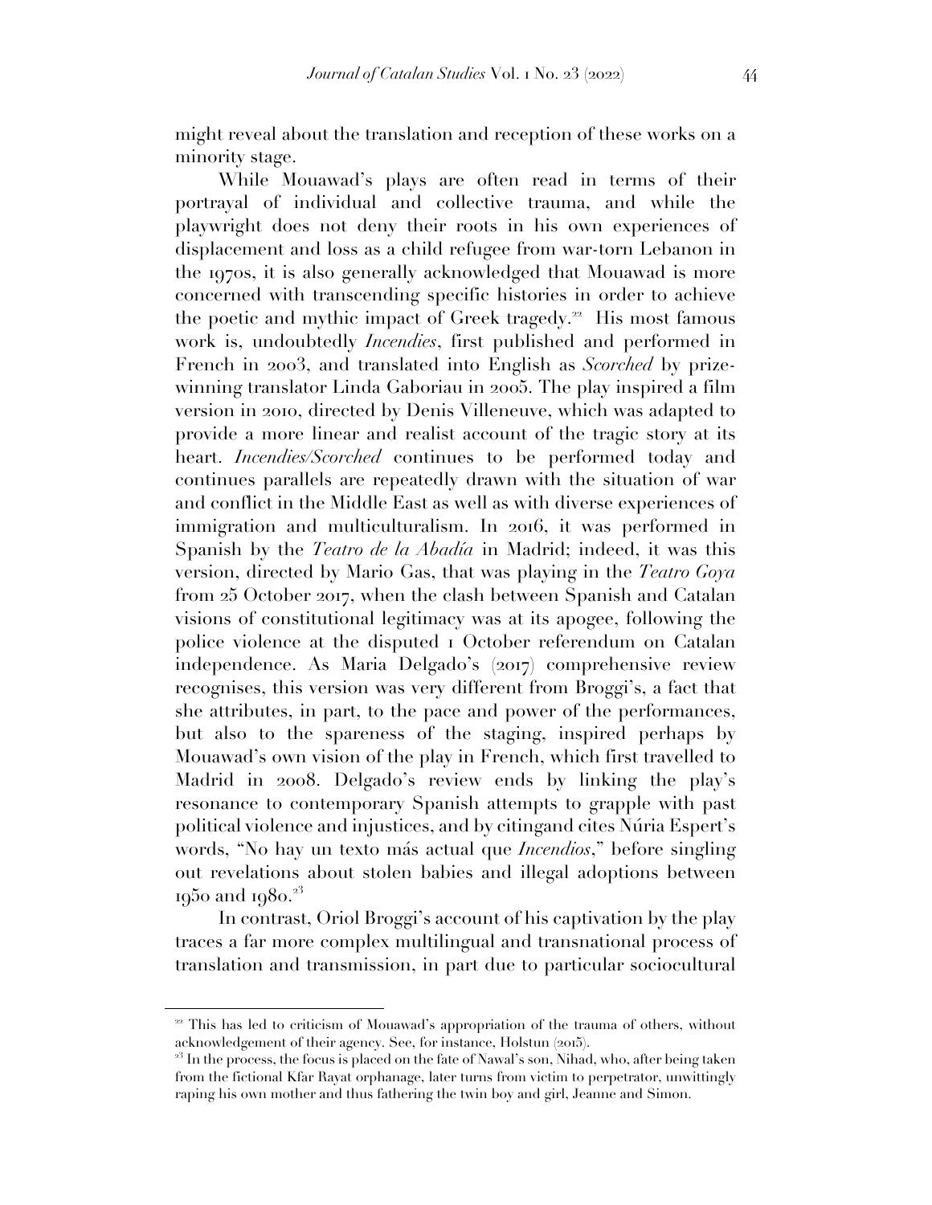might reveal about the translation and reception of these works on a minority stage.

While Mouawad's plays are often read in terms of their portrayal of individual and collective trauma, and while the playwright does not deny their roots in his own experiences of displacement and loss as a child refugee from war-torn Lebanon in the 1970s, it is also generally acknowledged that Mouawad is more concerned with transcending specific histories in order to achieve the poetic and mythic impact of Greek tragedy.[22] His most famous work is, undoubtedly *Incendies*, first published and performed in French in 2003, and translated into English as *Scorched* by prize-winning translator Linda Gaboriau in 2005. The play inspired a film version in 2010, directed by Denis Villeneuve, which was adapted to provide a more linear and realist account of the tragic story at its heart. *Incendies/Scorched* continues to be performed today and continues parallels are repeatedly drawn with the situation of war and conflict in the Middle East as well as with diverse experiences of immigration and multiculturalism. In 2016, it was performed in Spanish by the *Teatro de la Abadía* in Madrid; indeed, it was this version, directed by Mario Gas, that was playing in the *Teatro Goya* from 25 October 2017, when the clash between Spanish and Catalan visions of constitutional legitimacy was at its apogee, following the police violence at the disputed 1 October referendum on Catalan independence. As Maria Delgado's (2017) comprehensive review recognises, this version was very different from Broggi's, a fact that she attributes, in part, to the pace and power of the performances, but also to the spareness of the staging, inspired perhaps by Mouawad's own vision of the play in French, which first travelled to Madrid in 2008. Delgado's review ends by linking the play's resonance to contemporary Spanish attempts to grapple with past political violence and injustices, and by citingand cites Núria Espert's words, "No hay un texto más actual que *Incendios*," before singling out revelations about stolen babies and illegal adoptions between 1950 and 1980.[23]

In contrast, Oriol Broggi's account of his captivation by the play traces a far more complex multilingual and transnational process of translation and transmission, in part due to particular sociocultural

---

[22] This has led to criticism of Mouawad's appropriation of the trauma of others, without acknowledgement of their agency. See, for instance, Holstun (2015).

[23] In the process, the focus is placed on the fate of Nawal's son, Nihad, who, after being taken from the fictional Kfar Rayat orphanage, later turns from victim to perpetrator, unwittingly raping his own mother and thus fathering the twin boy and girl, Jeanne and Simon.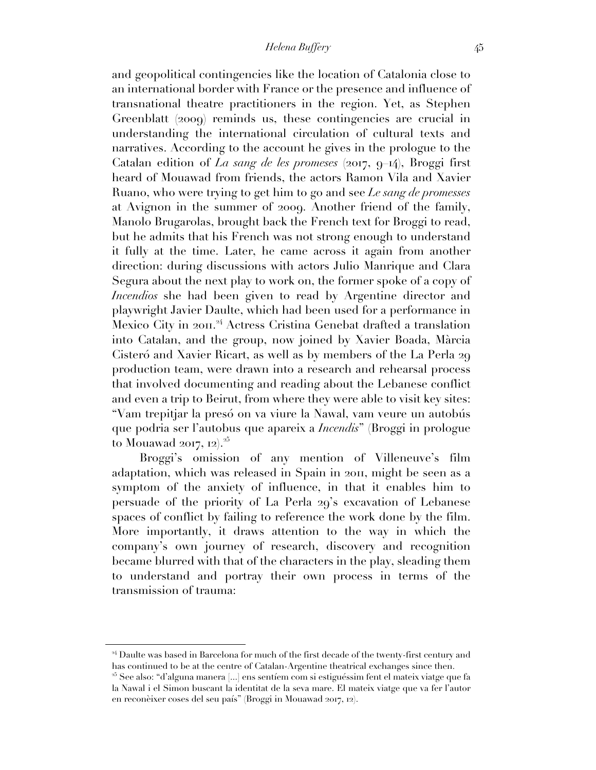and geopolitical contingencies like the location of Catalonia close to an international border with France or the presence and influence of transnational theatre practitioners in the region. Yet, as Stephen Greenblatt (2009) reminds us, these contingencies are crucial in understanding the international circulation of cultural texts and narratives. According to the account he gives in the prologue to the Catalan edition of *La sang de les promeses* (2017, 9–14), Broggi first heard of Mouawad from friends, the actors Ramon Vila and Xavier Ruano, who were trying to get him to go and see *Le sang de promesses* at Avignon in the summer of 2009. Another friend of the family, Manolo Brugarolas, brought back the French text for Broggi to read, but he admits that his French was not strong enough to understand it fully at the time. Later, he came across it again from another direction: during discussions with actors Julio Manrique and Clara Segura about the next play to work on, the former spoke of a copy of *Incendios* she had been given to read by Argentine director and playwright Javier Daulte, which had been used for a performance in Mexico City in 2011.[24] Actress Cristina Genebat drafted a translation into Catalan, and the group, now joined by Xavier Boada, Màrcia Cisteró and Xavier Ricart, as well as by members of the La Perla 29 production team, were drawn into a research and rehearsal process that involved documenting and reading about the Lebanese conflict and even a trip to Beirut, from where they were able to visit key sites: "Vam trepitjar la presó on va viure la Nawal, vam veure un autobús que podria ser l'autobus que apareix a *Incendis*" (Broggi in prologue to Mouawad 2017, 12).[25]

Broggi's omission of any mention of Villeneuve's film adaptation, which was released in Spain in 2011, might be seen as a symptom of the anxiety of influence, in that it enables him to persuade of the priority of La Perla 29's excavation of Lebanese spaces of conflict by failing to reference the work done by the film. More importantly, it draws attention to the way in which the company's own journey of research, discovery and recognition became blurred with that of the characters in the play, sleading them to understand and portray their own process in terms of the transmission of trauma:

---

[24] Daulte was based in Barcelona for much of the first decade of the twenty-first century and has continued to be at the centre of Catalan-Argentine theatrical exchanges since then.

[25] See also: "d'alguna manera [...] ens sentíem com si estiguéssim fent el mateix viatge que fa la Nawal i el Simon buscant la identitat de la seva mare. El mateix viatge que va fer l'autor en reconèixer coses del seu país" (Broggi in Mouawad 2017, 12).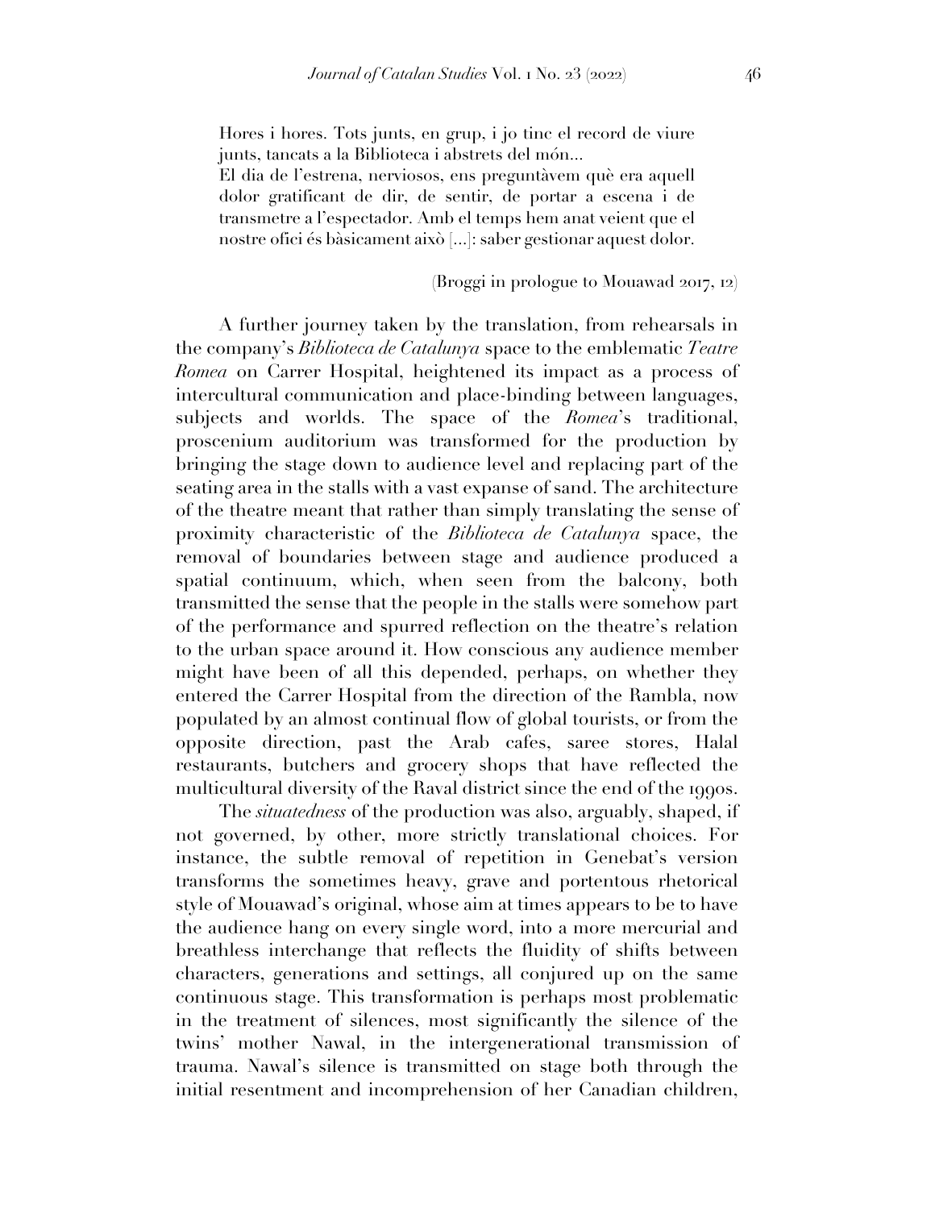> Hores i hores. Tots junts, en grup, i jo tinc el record de viure junts, tancats a la Biblioteca i abstrets del món...
> El dia de l'estrena, nerviosos, ens preguntàvem què era aquell dolor gratificant de dir, de sentir, de portar a escena i de transmetre a l'espectador. Amb el temps hem anat veient que el nostre ofici és bàsicament això [...]: saber gestionar aquest dolor.
>
> (Broggi in prologue to Mouawad 2017, 12)

A further journey taken by the translation, from rehearsals in the company's *Biblioteca de Catalunya* space to the emblematic *Teatre Romea* on Carrer Hospital, heightened its impact as a process of intercultural communication and place-binding between languages, subjects and worlds. The space of the *Romea*'s traditional, proscenium auditorium was transformed for the production by bringing the stage down to audience level and replacing part of the seating area in the stalls with a vast expanse of sand. The architecture of the theatre meant that rather than simply translating the sense of proximity characteristic of the *Biblioteca de Catalunya* space, the removal of boundaries between stage and audience produced a spatial continuum, which, when seen from the balcony, both transmitted the sense that the people in the stalls were somehow part of the performance and spurred reflection on the theatre's relation to the urban space around it. How conscious any audience member might have been of all this depended, perhaps, on whether they entered the Carrer Hospital from the direction of the Rambla, now populated by an almost continual flow of global tourists, or from the opposite direction, past the Arab cafes, saree stores, Halal restaurants, butchers and grocery shops that have reflected the multicultural diversity of the Raval district since the end of the 1990s.

The *situatedness* of the production was also, arguably, shaped, if not governed, by other, more strictly translational choices. For instance, the subtle removal of repetition in Genebat's version transforms the sometimes heavy, grave and portentous rhetorical style of Mouawad's original, whose aim at times appears to be to have the audience hang on every single word, into a more mercurial and breathless interchange that reflects the fluidity of shifts between characters, generations and settings, all conjured up on the same continuous stage. This transformation is perhaps most problematic in the treatment of silences, most significantly the silence of the twins' mother Nawal, in the intergenerational transmission of trauma. Nawal's silence is transmitted on stage both through the initial resentment and incomprehension of her Canadian children,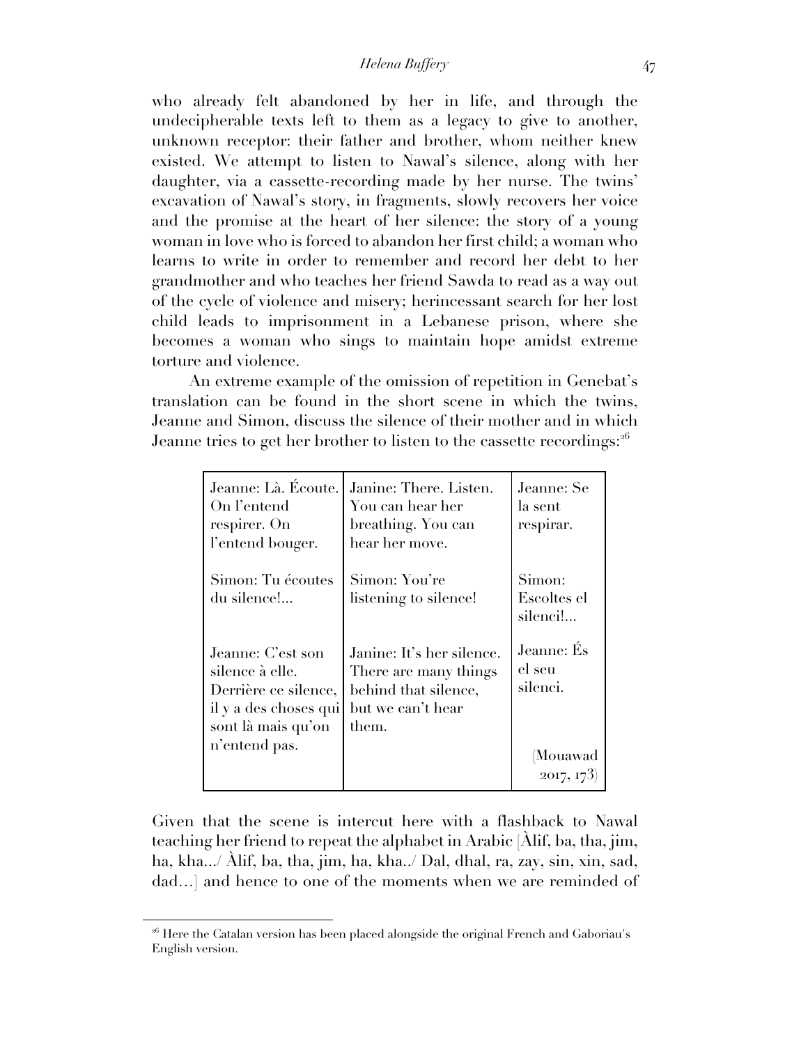who already felt abandoned by her in life, and through the undecipherable texts left to them as a legacy to give to another, unknown receptor: their father and brother, whom neither knew existed. We attempt to listen to Nawal's silence, along with her daughter, via a cassette-recording made by her nurse. The twins' excavation of Nawal's story, in fragments, slowly recovers her voice and the promise at the heart of her silence: the story of a young woman in love who is forced to abandon her first child; a woman who learns to write in order to remember and record her debt to her grandmother and who teaches her friend Sawda to read as a way out of the cycle of violence and misery; herincessant search for her lost child leads to imprisonment in a Lebanese prison, where she becomes a woman who sings to maintain hope amidst extreme torture and violence.

An extreme example of the omission of repetition in Genebat's translation can be found in the short scene in which the twins, Jeanne and Simon, discuss the silence of their mother and in which Jeanne tries to get her brother to listen to the cassette recordings:[26]

| | | |
|---|---|---|
| Jeanne: Là. Écoute. On l'entend respirer. On l'entend bouger. | Janine: There. Listen. You can hear her breathing. You can hear her move. | Jeanne: Se la sent respirar. |
| Simon: Tu écoutes du silence!... | Simon: You're listening to silence! | Simon: Escoltes el silenci!... |
| Jeanne: C'est son silence à elle. Derrière ce silence, il y a des choses qui sont là mais qu'on n'entend pas. | Janine: It's her silence. There are many things behind that silence, but we can't hear them. | Jeanne: És el seu silenci. (Mouawad 2017, 173) |

Given that the scene is intercut here with a flashback to Nawal teaching her friend to repeat the alphabet in Arabic [Àlif, ba, tha, jim, ha, kha.../ Àlif, ba, tha, jim, ha, kha../ Dal, dhal, ra, zay, sin, xin, sad, dad…] and hence to one of the moments when we are reminded of

[26] Here the Catalan version has been placed alongside the original French and Gaboriau's English version.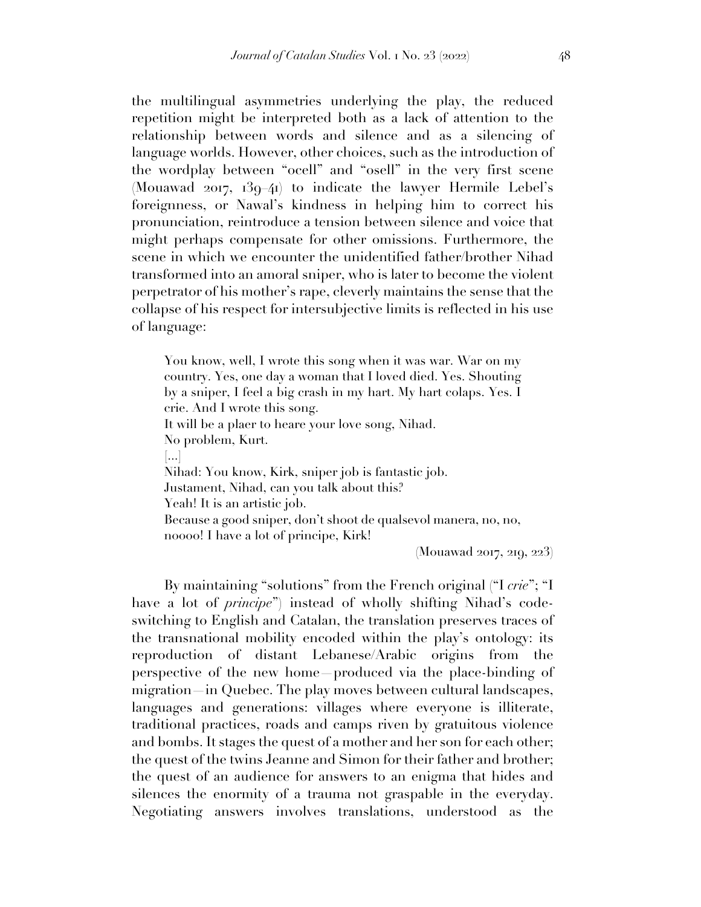the multilingual asymmetries underlying the play, the reduced repetition might be interpreted both as a lack of attention to the relationship between words and silence and as a silencing of language worlds. However, other choices, such as the introduction of the wordplay between "ocell" and "osell" in the very first scene (Mouawad 2017, 139–41) to indicate the lawyer Hermile Lebel's foreignness, or Nawal's kindness in helping him to correct his pronunciation, reintroduce a tension between silence and voice that might perhaps compensate for other omissions. Furthermore, the scene in which we encounter the unidentified father/brother Nihad transformed into an amoral sniper, who is later to become the violent perpetrator of his mother's rape, cleverly maintains the sense that the collapse of his respect for intersubjective limits is reflected in his use of language:

> You know, well, I wrote this song when it was war. War on my country. Yes, one day a woman that I loved died. Yes. Shouting by a sniper, I feel a big crash in my hart. My hart colaps. Yes. I crie. And I wrote this song.
> It will be a plaer to heare your love song, Nihad.
> No problem, Kurt.
> [...]
> Nihad: You know, Kirk, sniper job is fantastic job.
> Justament, Nihad, can you talk about this?
> Yeah! It is an artistic job.
> Because a good sniper, don't shoot de qualsevol manera, no, no, noooo! I have a lot of principe, Kirk!
>
> (Mouawad 2017, 219, 223)

By maintaining "solutions" from the French original ("I *crie*"; "I have a lot of *principe*") instead of wholly shifting Nihad's code-switching to English and Catalan, the translation preserves traces of the transnational mobility encoded within the play's ontology: its reproduction of distant Lebanese/Arabic origins from the perspective of the new home—produced via the place-binding of migration—in Quebec. The play moves between cultural landscapes, languages and generations: villages where everyone is illiterate, traditional practices, roads and camps riven by gratuitous violence and bombs. It stages the quest of a mother and her son for each other; the quest of the twins Jeanne and Simon for their father and brother; the quest of an audience for answers to an enigma that hides and silences the enormity of a trauma not graspable in the everyday. Negotiating answers involves translations, understood as the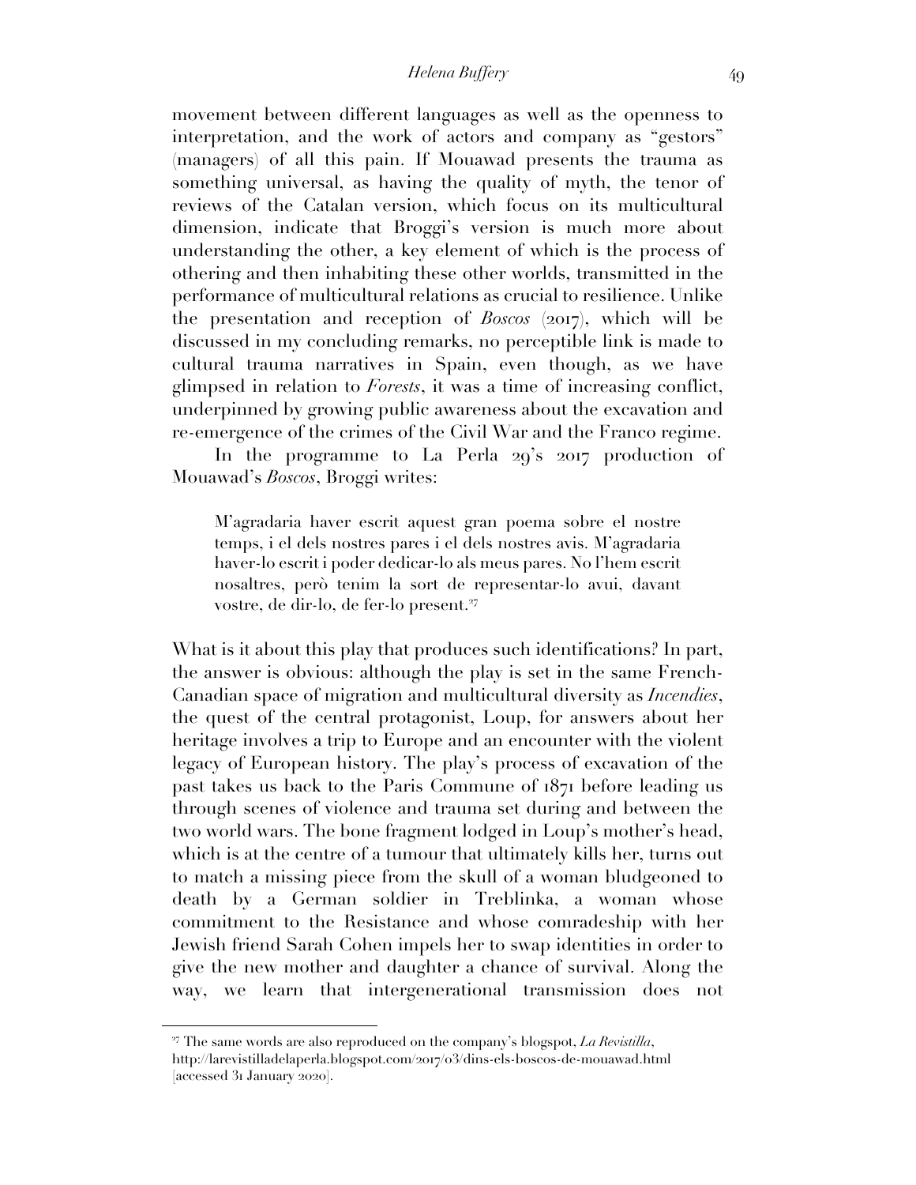movement between different languages as well as the openness to interpretation, and the work of actors and company as "gestors" (managers) of all this pain. If Mouawad presents the trauma as something universal, as having the quality of myth, the tenor of reviews of the Catalan version, which focus on its multicultural dimension, indicate that Broggi's version is much more about understanding the other, a key element of which is the process of othering and then inhabiting these other worlds, transmitted in the performance of multicultural relations as crucial to resilience. Unlike the presentation and reception of *Boscos* (2017), which will be discussed in my concluding remarks, no perceptible link is made to cultural trauma narratives in Spain, even though, as we have glimpsed in relation to *Forests*, it was a time of increasing conflict, underpinned by growing public awareness about the excavation and re-emergence of the crimes of the Civil War and the Franco regime.

In the programme to La Perla 29's 2017 production of Mouawad's *Boscos*, Broggi writes:

> M'agradaria haver escrit aquest gran poema sobre el nostre temps, i el dels nostres pares i el dels nostres avis. M'agradaria haver-lo escrit i poder dedicar-lo als meus pares. No l'hem escrit nosaltres, però tenim la sort de representar-lo avui, davant vostre, de dir-lo, de fer-lo present.[37]

What is it about this play that produces such identifications? In part, the answer is obvious: although the play is set in the same French-Canadian space of migration and multicultural diversity as *Incendies*, the quest of the central protagonist, Loup, for answers about her heritage involves a trip to Europe and an encounter with the violent legacy of European history. The play's process of excavation of the past takes us back to the Paris Commune of 1871 before leading us through scenes of violence and trauma set during and between the two world wars. The bone fragment lodged in Loup's mother's head, which is at the centre of a tumour that ultimately kills her, turns out to match a missing piece from the skull of a woman bludgeoned to death by a German soldier in Treblinka, a woman whose commitment to the Resistance and whose comradeship with her Jewish friend Sarah Cohen impels her to swap identities in order to give the new mother and daughter a chance of survival. Along the way, we learn that intergenerational transmission does not

---

[37] The same words are also reproduced on the company's blogspot, *La Revistilla*, http://larevistilladelaperla.blogspot.com/2017/03/dins-els-boscos-de-mouawad.html [accessed 31 January 2020].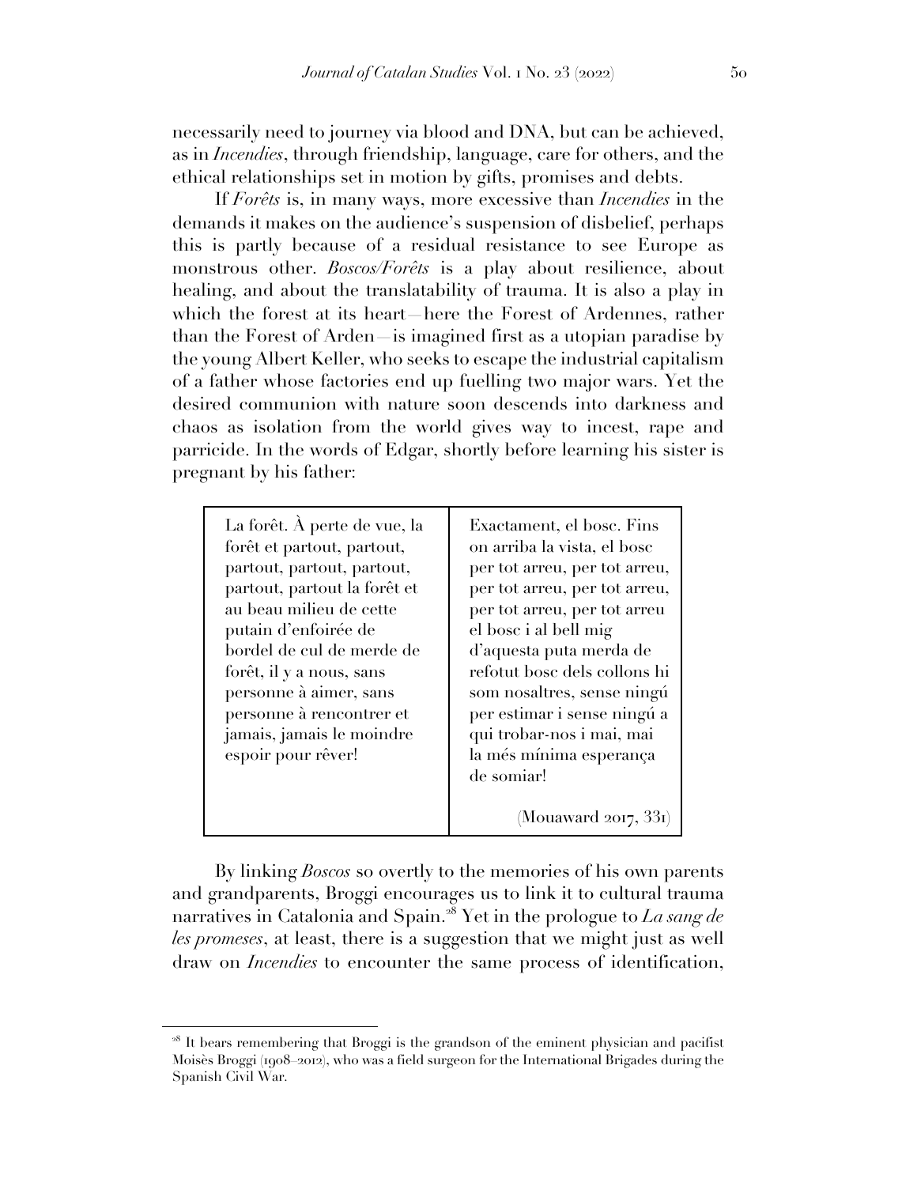necessarily need to journey via blood and DNA, but can be achieved, as in *Incendies*, through friendship, language, care for others, and the ethical relationships set in motion by gifts, promises and debts.

If *Forêts* is, in many ways, more excessive than *Incendies* in the demands it makes on the audience's suspension of disbelief, perhaps this is partly because of a residual resistance to see Europe as monstrous other. *Boscos/Forêts* is a play about resilience, about healing, and about the translatability of trauma. It is also a play in which the forest at its heart—here the Forest of Ardennes, rather than the Forest of Arden—is imagined first as a utopian paradise by the young Albert Keller, who seeks to escape the industrial capitalism of a father whose factories end up fuelling two major wars. Yet the desired communion with nature soon descends into darkness and chaos as isolation from the world gives way to incest, rape and parricide. In the words of Edgar, shortly before learning his sister is pregnant by his father:

| | |
|---|---|
| La forêt. À perte de vue, la forêt et partout, partout, partout, partout, partout, partout, partout la forêt et au beau milieu de cette putain d'enfoirée de bordel de cul de merde de forêt, il y a nous, sans personne à aimer, sans personne à rencontrer et jamais, jamais le moindre espoir pour rêver! | Exactament, el bosc. Fins on arriba la vista, el bosc per tot arreu, per tot arreu, per tot arreu, per tot arreu, per tot arreu, per tot arreu el bosc i al bell mig d'aquesta puta merda de refotut bosc dels collons hi som nosaltres, sense ningú per estimar i sense ningú a qui trobar-nos i mai, mai la més mínima esperança de somiar! (Mouaward 2017, 331) |

By linking *Boscos* so overtly to the memories of his own parents and grandparents, Broggi encourages us to link it to cultural trauma narratives in Catalonia and Spain.[28] Yet in the prologue to *La sang de les promeses*, at least, there is a suggestion that we might just as well draw on *Incendies* to encounter the same process of identification,

---

[28] It bears remembering that Broggi is the grandson of the eminent physician and pacifist Moisès Broggi (1908–2012), who was a field surgeon for the International Brigades during the Spanish Civil War.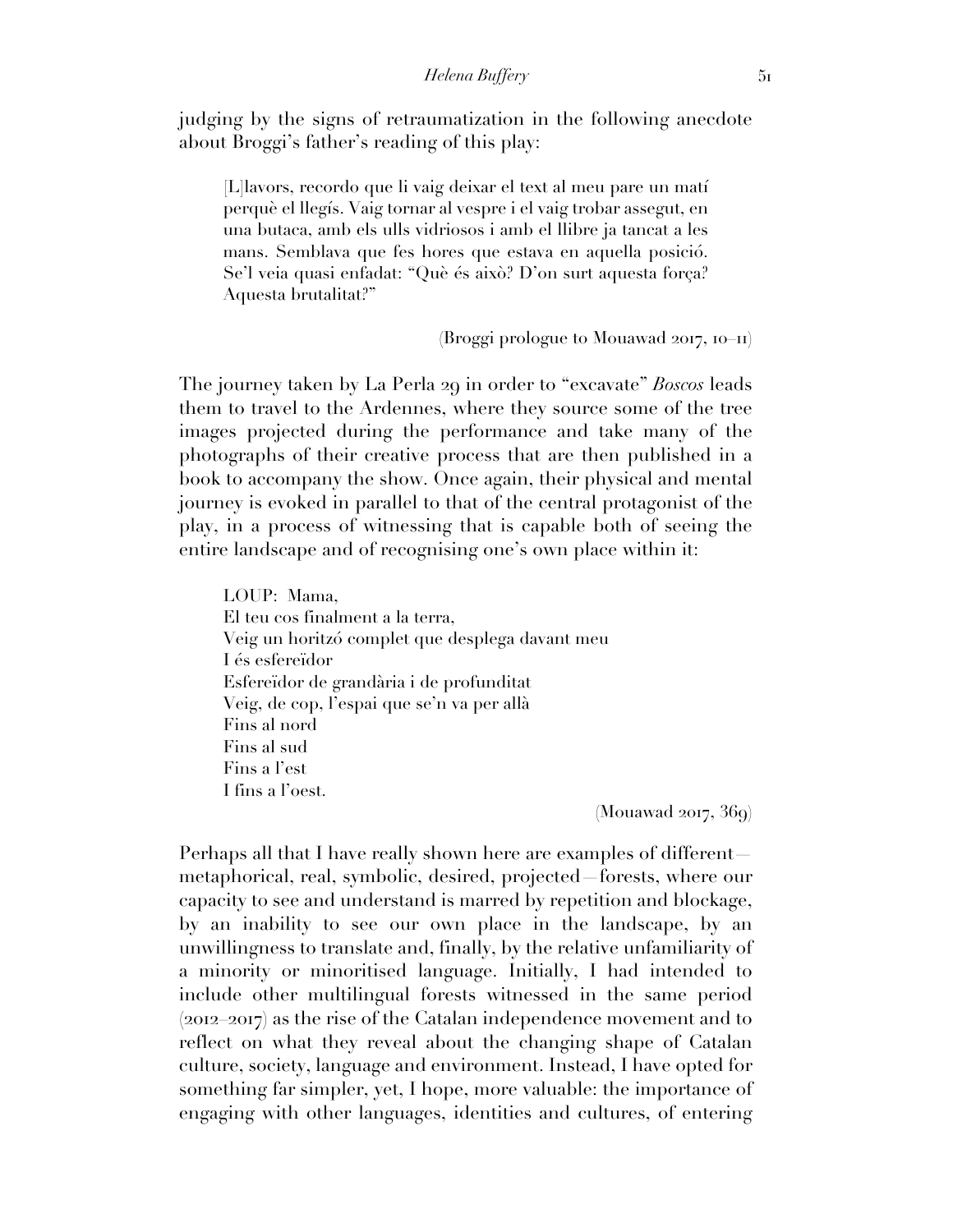judging by the signs of retraumatization in the following anecdote about Broggi's father's reading of this play:

> [L]lavors, recordo que li vaig deixar el text al meu pare un matí perquè el llegís. Vaig tornar al vespre i el vaig trobar assegut, en una butaca, amb els ulls vidriosos i amb el llibre ja tancat a les mans. Semblava que fes hores que estava en aquella posició. Se'l veia quasi enfadat: "Què és això? D'on surt aquesta força? Aquesta brutalitat?"
>
> (Broggi prologue to Mouawad 2017, 10–11)

The journey taken by La Perla 29 in order to "excavate" *Boscos* leads them to travel to the Ardennes, where they source some of the tree images projected during the performance and take many of the photographs of their creative process that are then published in a book to accompany the show. Once again, their physical and mental journey is evoked in parallel to that of the central protagonist of the play, in a process of witnessing that is capable both of seeing the entire landscape and of recognising one's own place within it:

> LOUP: Mama,  
> El teu cos finalment a la terra,  
> Veig un horitzó complet que desplega davant meu  
> I és esfereïdor  
> Esfereïdor de grandària i de profunditat  
> Veig, de cop, l'espai que se'n va per allà  
> Fins al nord  
> Fins al sud  
> Fins a l'est  
> I fins a l'oest.
>
> (Mouawad 2017, 369)

Perhaps all that I have really shown here are examples of different—metaphorical, real, symbolic, desired, projected—forests, where our capacity to see and understand is marred by repetition and blockage, by an inability to see our own place in the landscape, by an unwillingness to translate and, finally, by the relative unfamiliarity of a minority or minoritised language. Initially, I had intended to include other multilingual forests witnessed in the same period (2012–2017) as the rise of the Catalan independence movement and to reflect on what they reveal about the changing shape of Catalan culture, society, language and environment. Instead, I have opted for something far simpler, yet, I hope, more valuable: the importance of engaging with other languages, identities and cultures, of entering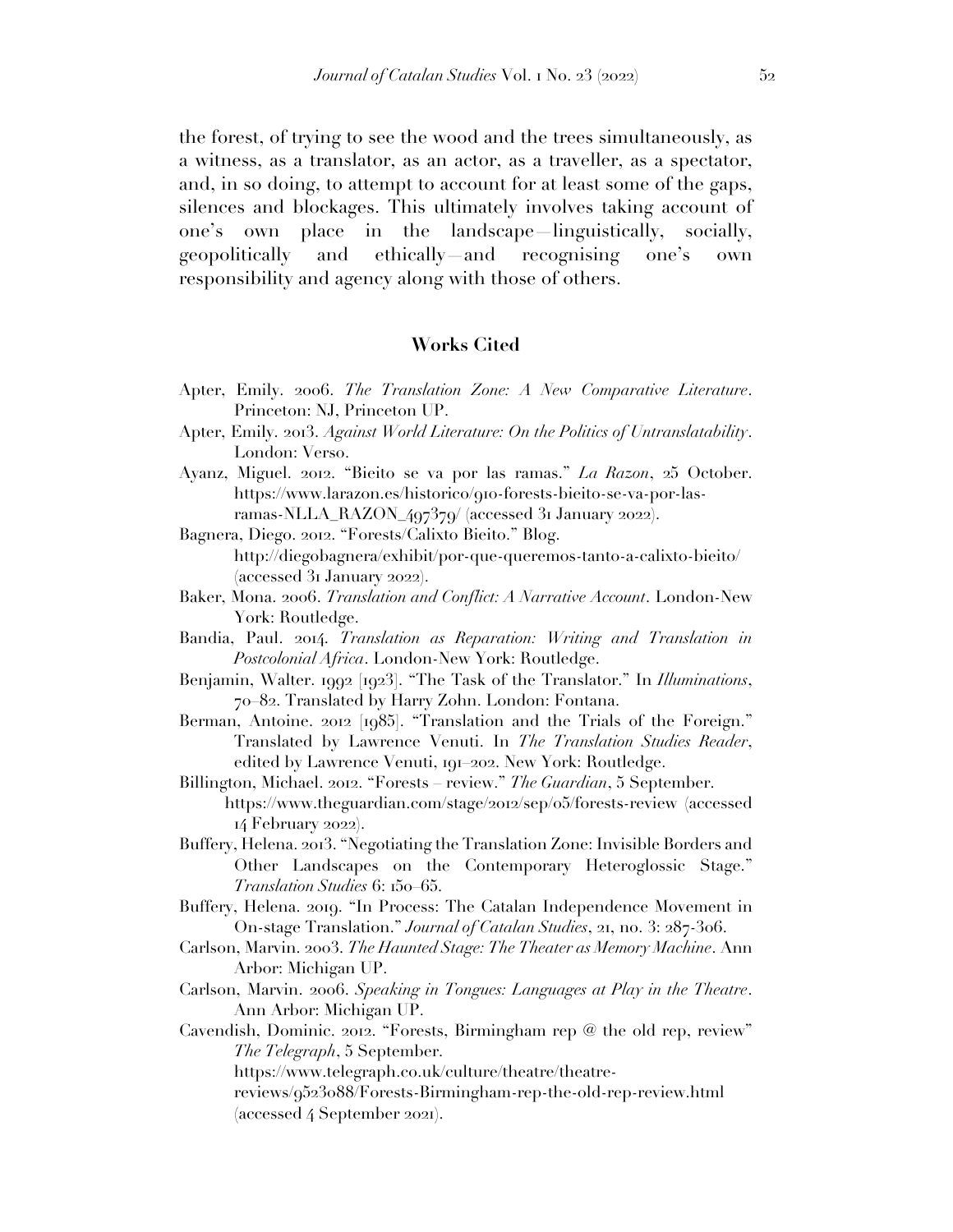the forest, of trying to see the wood and the trees simultaneously, as a witness, as a translator, as an actor, as a traveller, as a spectator, and, in so doing, to attempt to account for at least some of the gaps, silences and blockages. This ultimately involves taking account of one's own place in the landscape—linguistically, socially, geopolitically and ethically—and recognising one's own responsibility and agency along with those of others.

## Works Cited

Apter, Emily. 2006. *The Translation Zone: A New Comparative Literature*. Princeton: NJ, Princeton UP.

Apter, Emily. 2013. *Against World Literature: On the Politics of Untranslatability*. London: Verso.

Ayanz, Miguel. 2012. "Bieito se va por las ramas." *La Razon*, 25 October. https://www.larazon.es/historico/910-forests-bieito-se-va-por-las-ramas-NLLA_RAZON_497379/ (accessed 31 January 2022).

Bagnera, Diego. 2012. "Forests/Calixto Bieito." Blog. http://diegobagnera/exhibit/por-que-queremos-tanto-a-calixto-bieito/ (accessed 31 January 2022).

Baker, Mona. 2006. *Translation and Conflict: A Narrative Account*. London-New York: Routledge.

Bandia, Paul. 2014. *Translation as Reparation: Writing and Translation in Postcolonial Africa*. London-New York: Routledge.

Benjamin, Walter. 1992 [1923]. "The Task of the Translator." In *Illuminations*, 70–82. Translated by Harry Zohn. London: Fontana.

Berman, Antoine. 2012 [1985]. "Translation and the Trials of the Foreign." Translated by Lawrence Venuti. In *The Translation Studies Reader*, edited by Lawrence Venuti, 191–202. New York: Routledge.

Billington, Michael. 2012. "Forests – review." *The Guardian*, 5 September. https://www.theguardian.com/stage/2012/sep/05/forests-review (accessed 14 February 2022).

Buffery, Helena. 2013. "Negotiating the Translation Zone: Invisible Borders and Other Landscapes on the Contemporary Heteroglossic Stage." *Translation Studies* 6: 150–65.

Buffery, Helena. 2019. "In Process: The Catalan Independence Movement in On-stage Translation." *Journal of Catalan Studies*, 21, no. 3: 287-306.

Carlson, Marvin. 2003. *The Haunted Stage: The Theater as Memory Machine*. Ann Arbor: Michigan UP.

Carlson, Marvin. 2006. *Speaking in Tongues: Languages at Play in the Theatre*. Ann Arbor: Michigan UP.

Cavendish, Dominic. 2012. "Forests, Birmingham rep @ the old rep, review" *The Telegraph*, 5 September. https://www.telegraph.co.uk/culture/theatre/theatre-reviews/9523088/Forests-Birmingham-rep-the-old-rep-review.html (accessed 4 September 2021).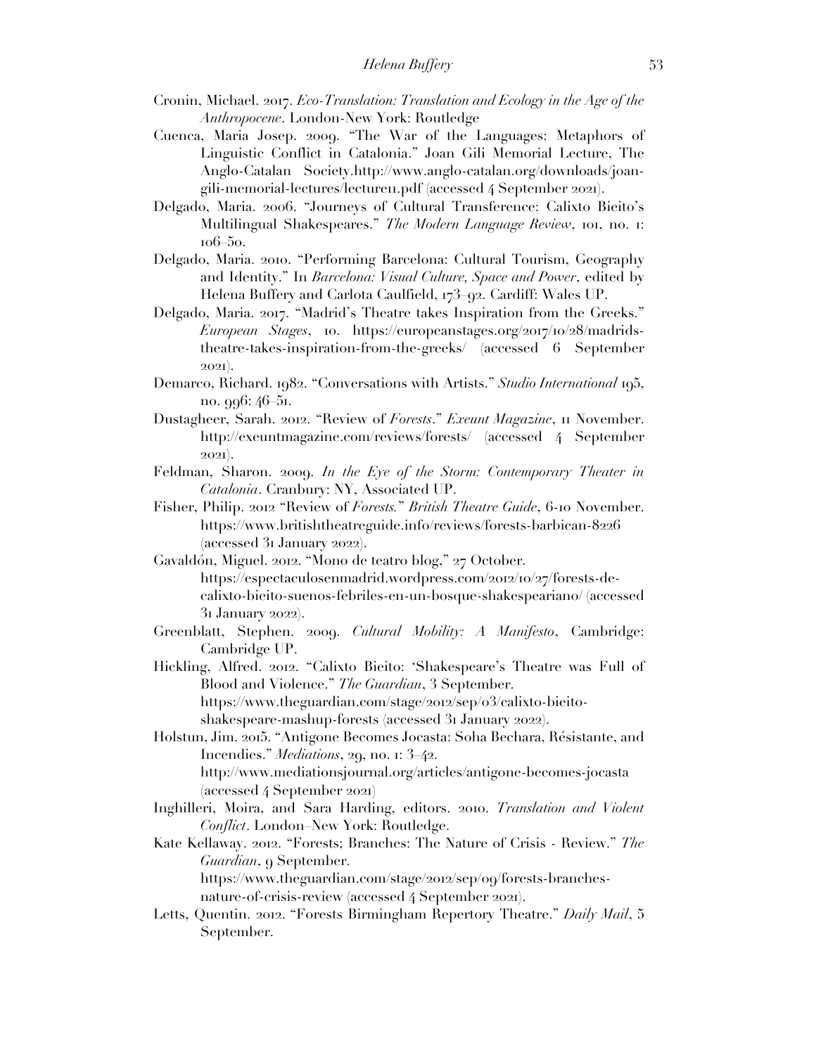Cronin, Michael. 2017. *Eco-Translation: Translation and Ecology in the Age of the Anthropocene*. London-New York: Routledge

Cuenca, Maria Josep. 2009. "The War of the Languages: Metaphors of Linguistic Conflict in Catalonia." Joan Gili Memorial Lecture, The Anglo-Catalan Society.http://www.anglo-catalan.org/downloads/joan-gili-memorial-lectures/lecture11.pdf (accessed 4 September 2021).

Delgado, Maria. 2006. "Journeys of Cultural Transference: Calixto Bieito's Multilingual Shakespeares." *The Modern Language Review*, 101, no. 1: 106–50.

Delgado, Maria. 2010. "Performing Barcelona: Cultural Tourism, Geography and Identity." In *Barcelona: Visual Culture, Space and Power*, edited by Helena Buffery and Carlota Caulfield, 173–92. Cardiff: Wales UP.

Delgado, Maria. 2017. "Madrid's Theatre takes Inspiration from the Greeks." *European Stages*, 10. https://europeanstages.org/2017/10/28/madrids-theatre-takes-inspiration-from-the-greeks/ (accessed 6 September 2021).

Demarco, Richard. 1982. "Conversations with Artists." *Studio International* 195, no. 996: 46–51.

Dustagheer, Sarah. 2012. "Review of *Forests*." *Exeunt Magazine*, 11 November. http://exeuntmagazine.com/reviews/forests/ (accessed 4 September 2021).

Feldman, Sharon. 2009. *In the Eye of the Storm: Contemporary Theater in Catalonia*. Cranbury: NY, Associated UP.

Fisher, Philip. 2012 "Review of *Forests.*" *British Theatre Guide*, 6-10 November. https://www.britishtheatreguide.info/reviews/forests-barbican-8226 (accessed 31 January 2022).

Gavaldón, Miguel. 2012. "Mono de teatro blog," 27 October. https://espectaculosenmadrid.wordpress.com/2012/10/27/forests-de-calixto-bieito-suenos-febriles-en-un-bosque-shakespeariano/ (accessed 31 January 2022).

Greenblatt, Stephen. 2009. *Cultural Mobility: A Manifesto*, Cambridge: Cambridge UP.

Hickling, Alfred. 2012. "Calixto Bieito: 'Shakespeare's Theatre was Full of Blood and Violence." *The Guardian*, 3 September. https://www.theguardian.com/stage/2012/sep/03/calixto-bieito-shakespeare-mashup-forests (accessed 31 January 2022).

Holstun, Jim. 2015. "Antigone Becomes Jocasta: Soha Bechara, Résistante, and Incendies." *Mediations*, 29, no. 1: 3–42. http://www.mediationsjournal.org/articles/antigone-becomes-jocasta (accessed 4 September 2021)

Inghilleri, Moira, and Sara Harding, editors. 2010. *Translation and Violent Conflict*. London–New York: Routledge.

Kate Kellaway. 2012. "Forests; Branches: The Nature of Crisis - Review." *The Guardian*, 9 September. https://www.theguardian.com/stage/2012/sep/09/forests-branches-nature-of-crisis-review (accessed 4 September 2021).

Letts, Quentin. 2012. "Forests Birmingham Repertory Theatre." *Daily Mail*, 5 September.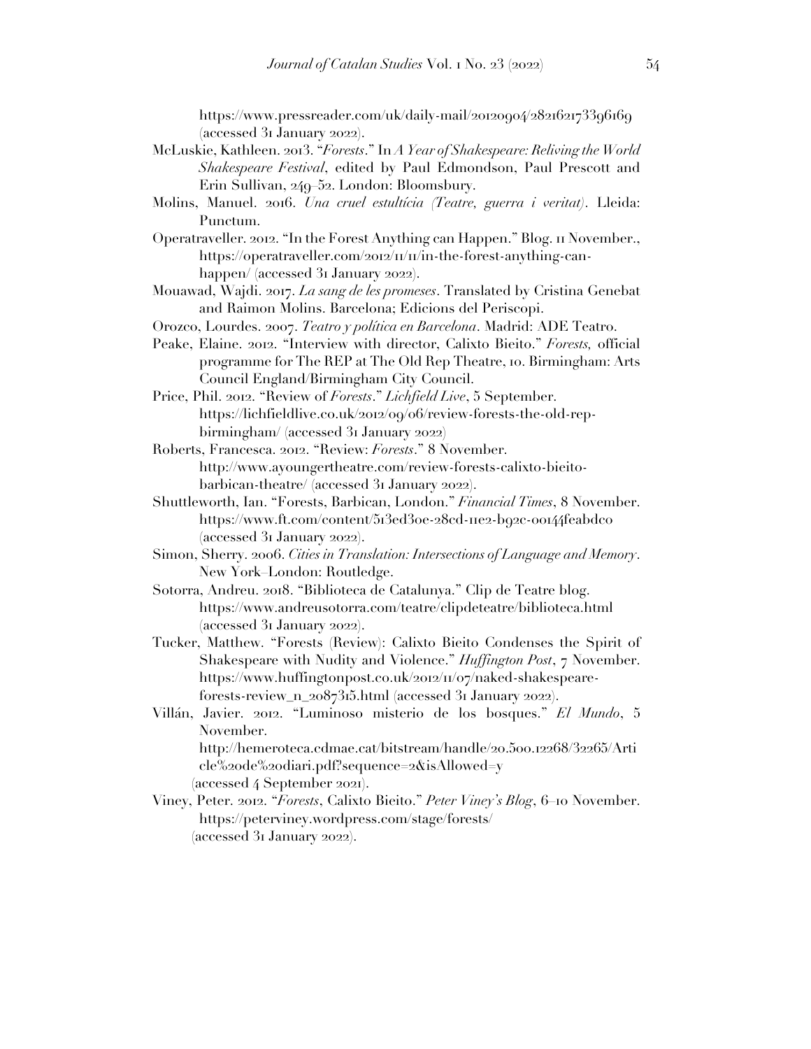https://www.pressreader.com/uk/daily-mail/20120904/282162173396169 (accessed 31 January 2022).

McLuskie, Kathleen. 2013. "*Forests*." In *A Year of Shakespeare: Reliving the World Shakespeare Festival*, edited by Paul Edmondson, Paul Prescott and Erin Sullivan, 249–52. London: Bloomsbury.

Molins, Manuel. 2016. *Una cruel estultícia (Teatre, guerra i veritat)*. Lleida: Punctum.

Operatraveller. 2012. "In the Forest Anything can Happen." Blog. 11 November., https://operatraveller.com/2012/11/11/in-the-forest-anything-can-happen/ (accessed 31 January 2022).

Mouawad, Wajdi. 2017. *La sang de les promeses*. Translated by Cristina Genebat and Raimon Molins. Barcelona; Edicions del Periscopi.

Orozco, Lourdes. 2007. *Teatro y política en Barcelona*. Madrid: ADE Teatro.

Peake, Elaine. 2012. "Interview with director, Calixto Bieito." *Forests,* official programme for The REP at The Old Rep Theatre, 10. Birmingham: Arts Council England/Birmingham City Council.

Price, Phil. 2012. "Review of *Forests*." *Lichfield Live*, 5 September. https://lichfieldlive.co.uk/2012/09/06/review-forests-the-old-rep-birmingham/ (accessed 31 January 2022)

Roberts, Francesca. 2012. "Review: *Forests*." 8 November. http://www.ayoungertheatre.com/review-forests-calixto-bieito-barbican-theatre/ (accessed 31 January 2022).

Shuttleworth, Ian. "Forests, Barbican, London." *Financial Times*, 8 November. https://www.ft.com/content/513ed30e-28cd-11e2-b92c-00144feabdc0 (accessed 31 January 2022).

Simon, Sherry. 2006. *Cities in Translation: Intersections of Language and Memory*. New York–London: Routledge.

Sotorra, Andreu. 2018. "Biblioteca de Catalunya." Clip de Teatre blog. https://www.andreusotorra.com/teatre/clipdeteatre/biblioteca.html (accessed 31 January 2022).

Tucker, Matthew. "Forests (Review): Calixto Bieito Condenses the Spirit of Shakespeare with Nudity and Violence." *Huffington Post*, 7 November. https://www.huffingtonpost.co.uk/2012/11/07/naked-shakespeare-forests-review_n_2087315.html (accessed 31 January 2022).

Villán, Javier. 2012. "Luminoso misterio de los bosques." *El Mundo*, 5 November. http://hemeroteca.cdmae.cat/bitstream/handle/20.500.12268/32265/Article%20de%20diari.pdf?sequence=2&isAllowed=y (accessed 4 September 2021).

Viney, Peter. 2012. "*Forests*, Calixto Bieito." *Peter Viney's Blog*, 6–10 November. https://peterviney.wordpress.com/stage/forests/ (accessed 31 January 2022).